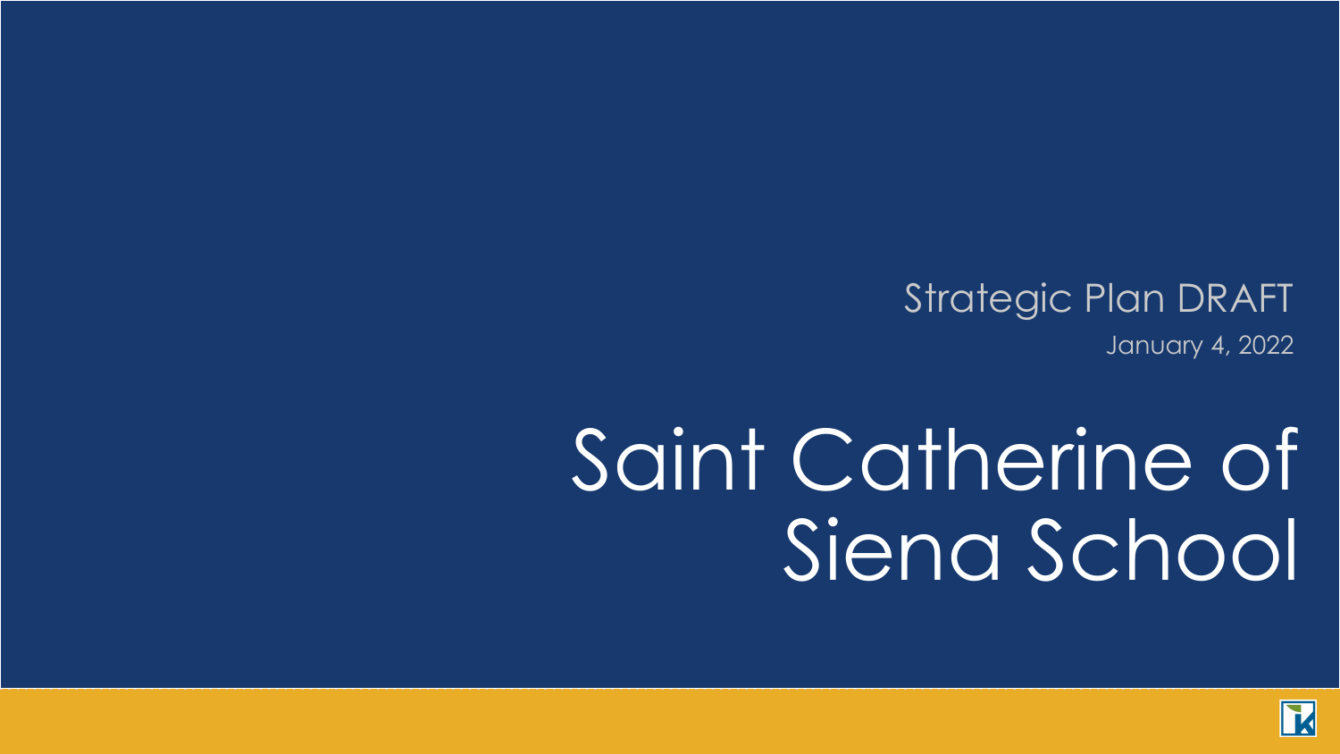Strategic Plan DRAFT

January 4, 2022

# Saint Catherine of Siena School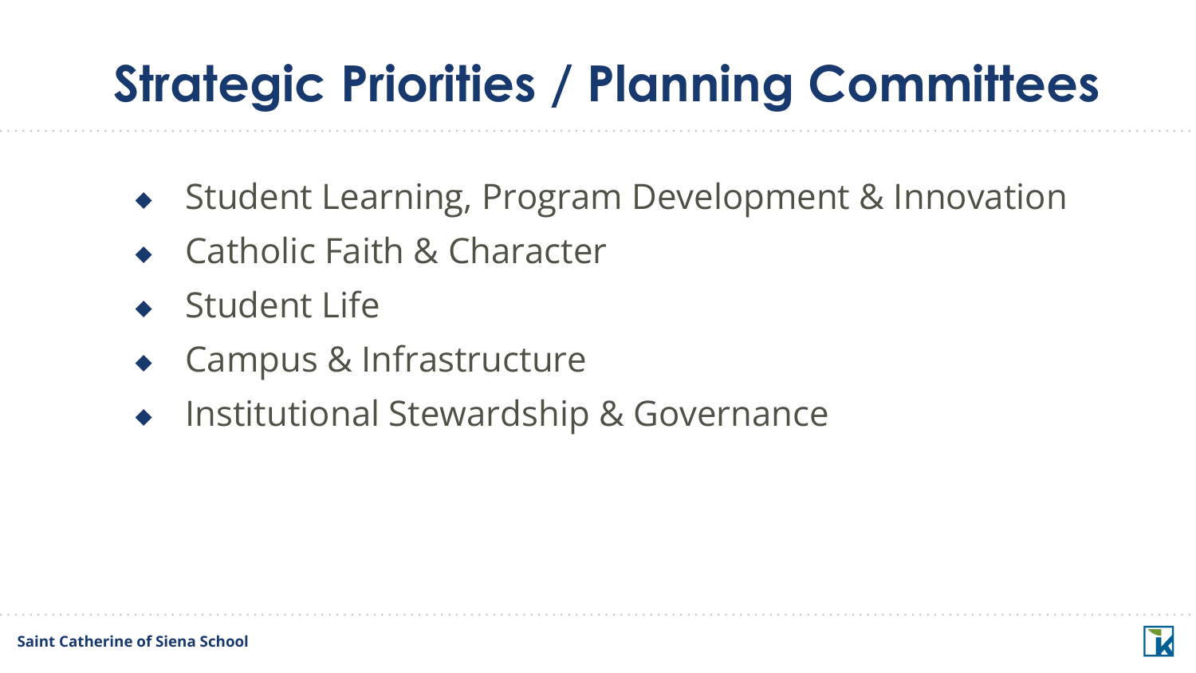# Strategic Priorities / Planning Committees

- Student Learning, Program Development & Innovation
- Catholic Faith & Character
- Student Life
- Campus & Infrastructure
- Institutional Stewardship & Governance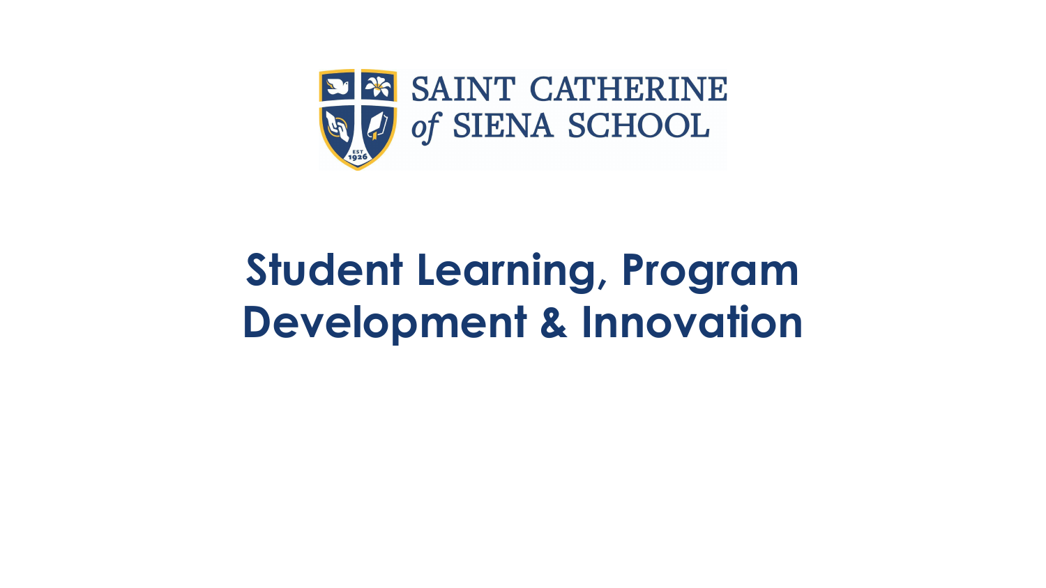SAINT CATHERINE *of* SIENA SCHOOL

# Student Learning, Program Development & Innovation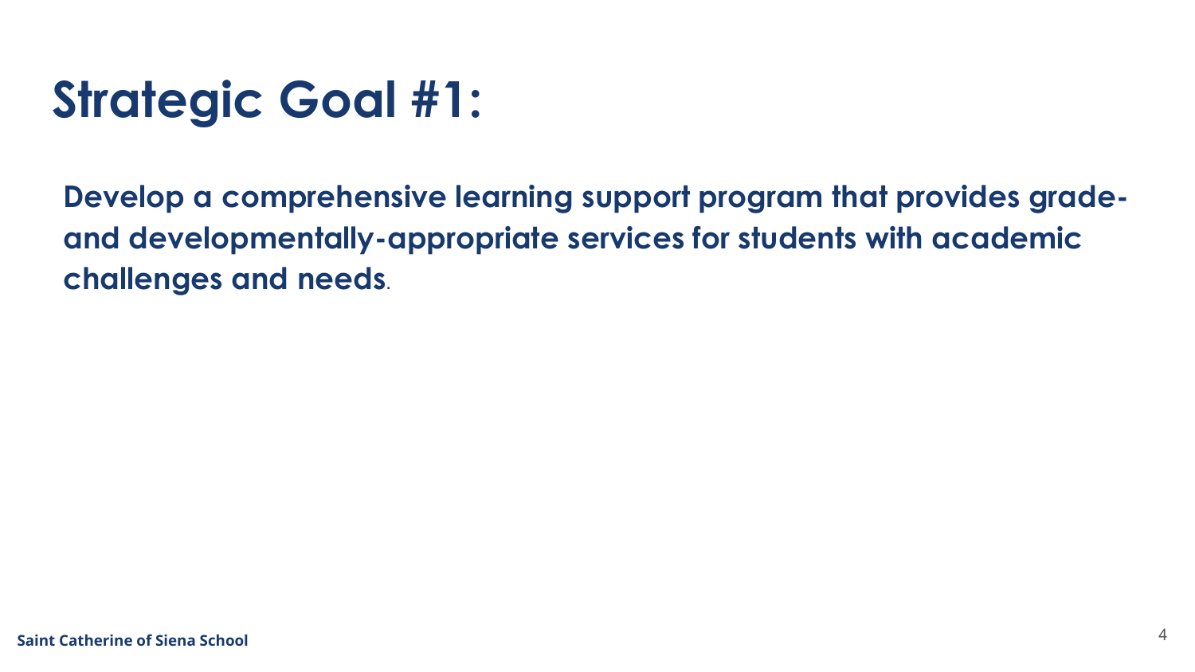# Strategic Goal #1:

**Develop a comprehensive learning support program that provides grade- and developmentally-appropriate services for students with academic challenges and needs**.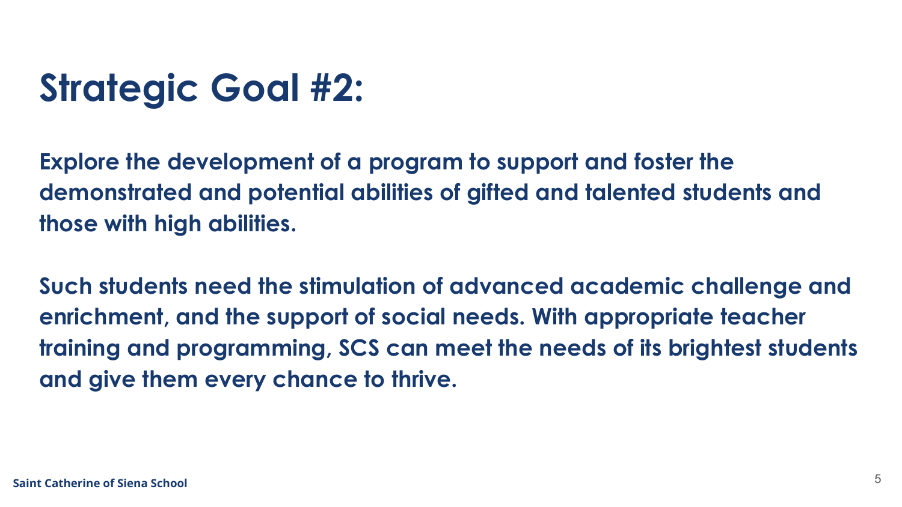# Strategic Goal #2:

**Explore the development of a program to support and foster the demonstrated and potential abilities of gifted and talented students and those with high abilities.**

**Such students need the stimulation of advanced academic challenge and enrichment, and the support of social needs. With appropriate teacher training and programming, SCS can meet the needs of its brightest students and give them every chance to thrive.**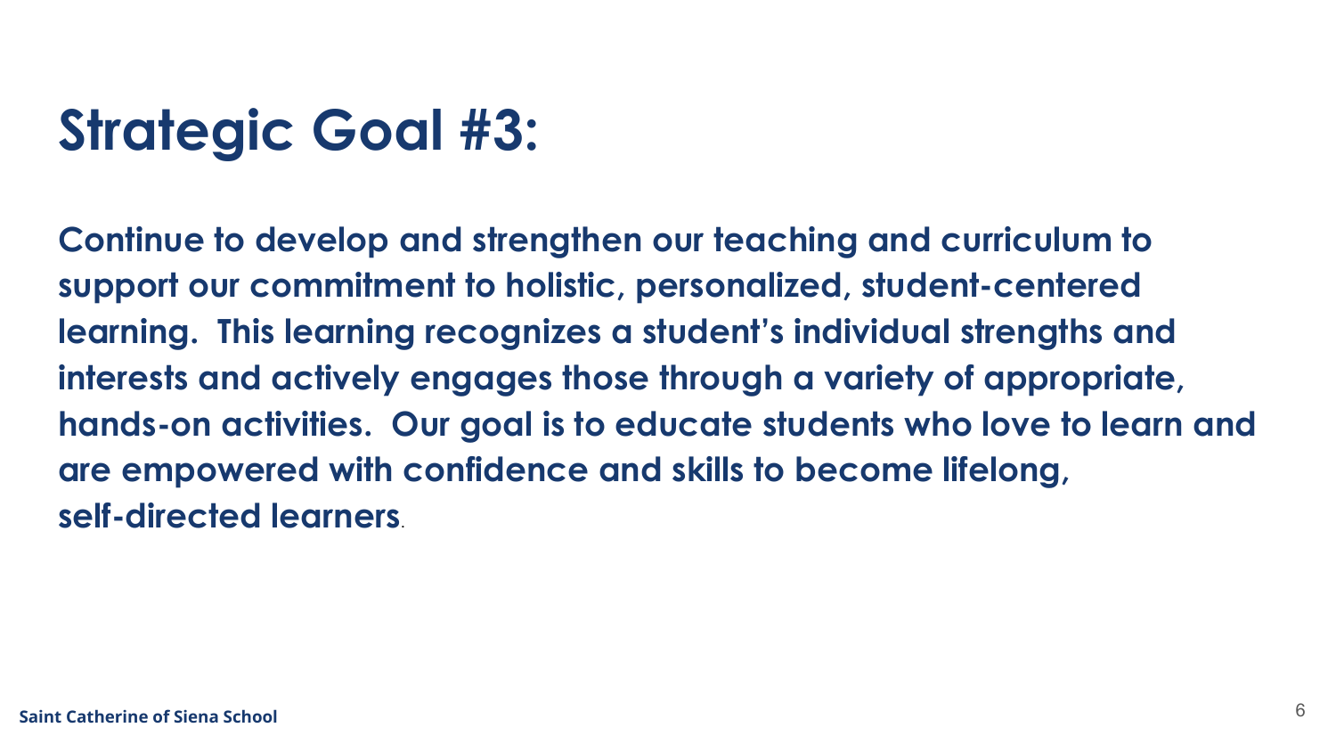# Strategic Goal #3:

**Continue to develop and strengthen our teaching and curriculum to support our commitment to holistic, personalized, student-centered learning. This learning recognizes a student's individual strengths and interests and actively engages those through a variety of appropriate, hands-on activities. Our goal is to educate students who love to learn and are empowered with confidence and skills to become lifelong, self-directed learners**.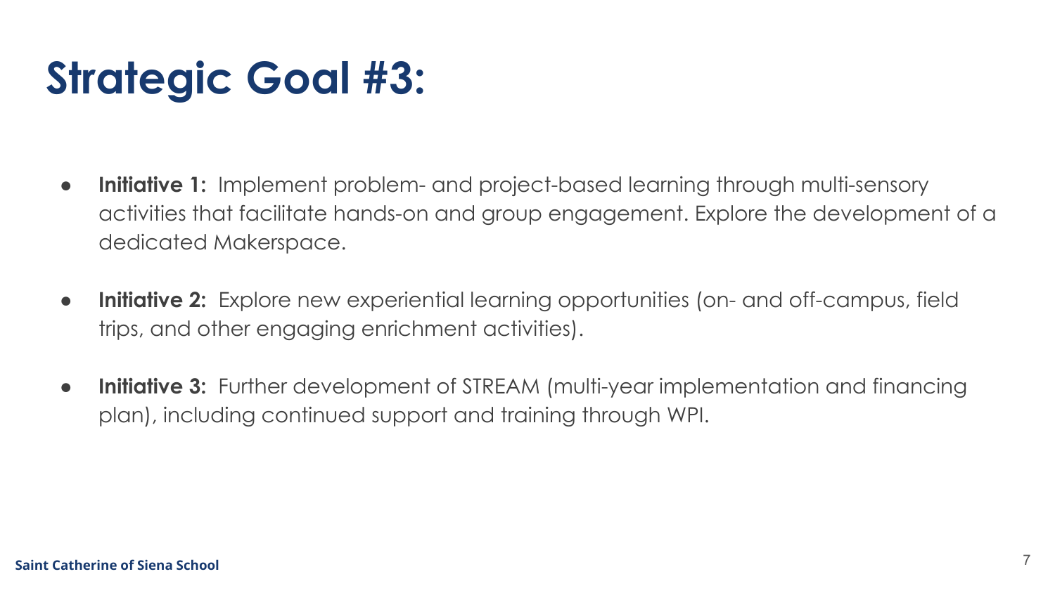# Strategic Goal #3:

- **Initiative 1:** Implement problem- and project-based learning through multi-sensory activities that facilitate hands-on and group engagement. Explore the development of a dedicated Makerspace.
- **Initiative 2:** Explore new experiential learning opportunities (on- and off-campus, field trips, and other engaging enrichment activities).
- **Initiative 3:** Further development of STREAM (multi-year implementation and financing plan), including continued support and training through WPI.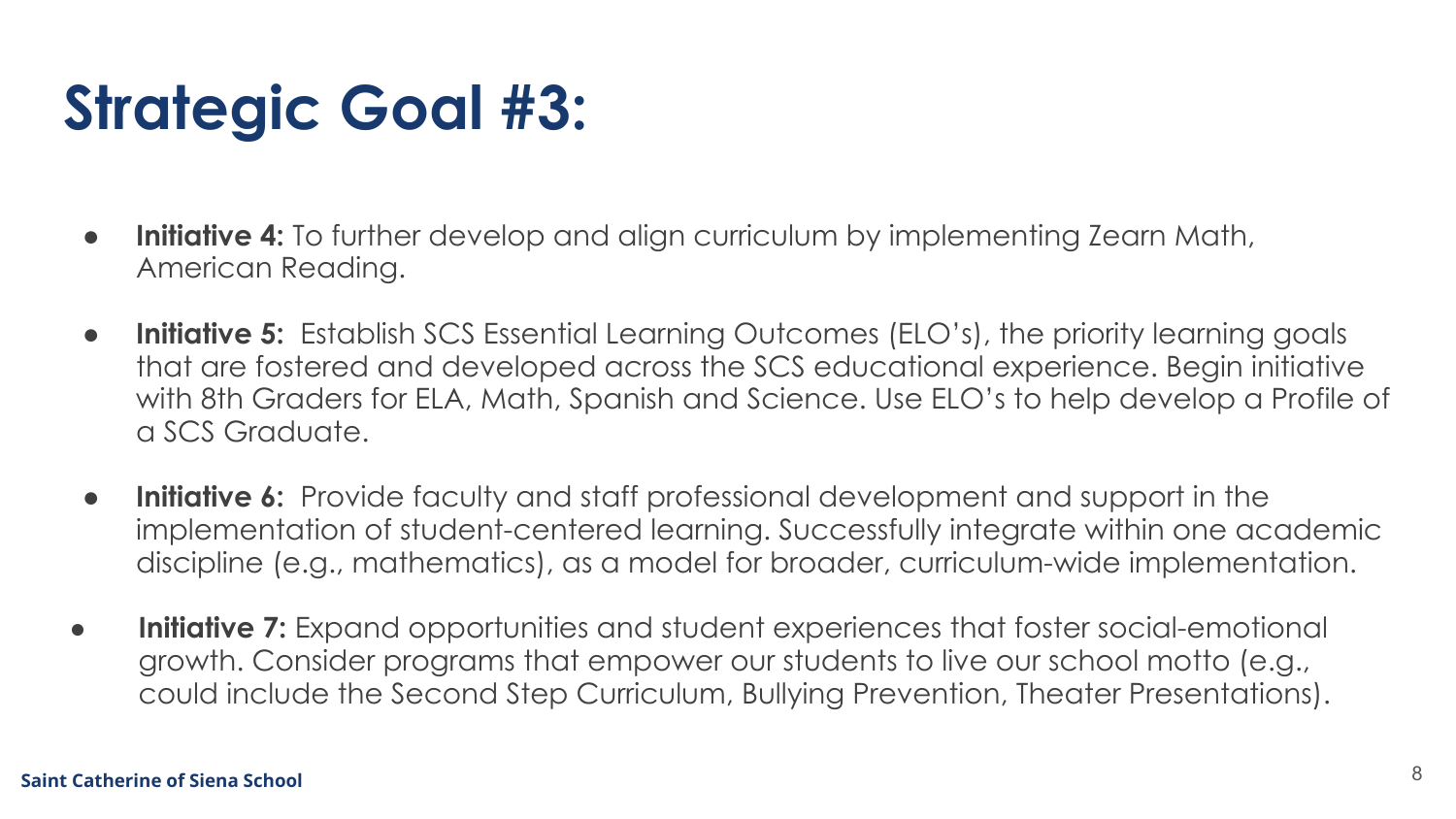# Strategic Goal #3:

- **Initiative 4:** To further develop and align curriculum by implementing Zearn Math, American Reading.
- **Initiative 5:** Establish SCS Essential Learning Outcomes (ELO's), the priority learning goals that are fostered and developed across the SCS educational experience. Begin initiative with 8th Graders for ELA, Math, Spanish and Science. Use ELO's to help develop a Profile of a SCS Graduate.
- **Initiative 6:** Provide faculty and staff professional development and support in the implementation of student-centered learning. Successfully integrate within one academic discipline (e.g., mathematics), as a model for broader, curriculum-wide implementation.
- **Initiative 7:** Expand opportunities and student experiences that foster social-emotional growth. Consider programs that empower our students to live our school motto (e.g., could include the Second Step Curriculum, Bullying Prevention, Theater Presentations).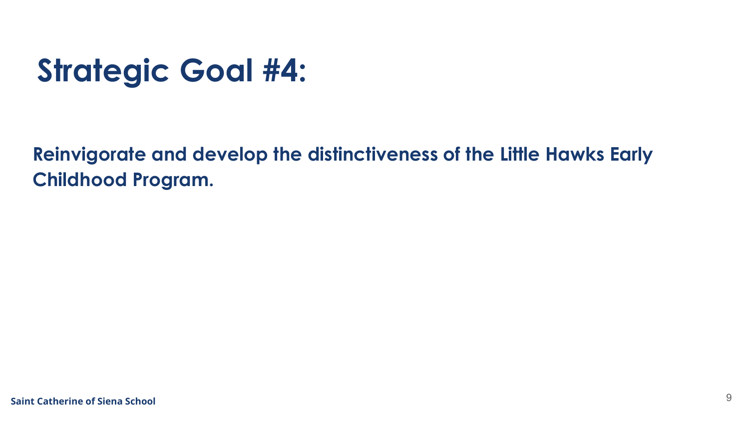# Strategic Goal #4:

**Reinvigorate and develop the distinctiveness of the Little Hawks Early Childhood Program.**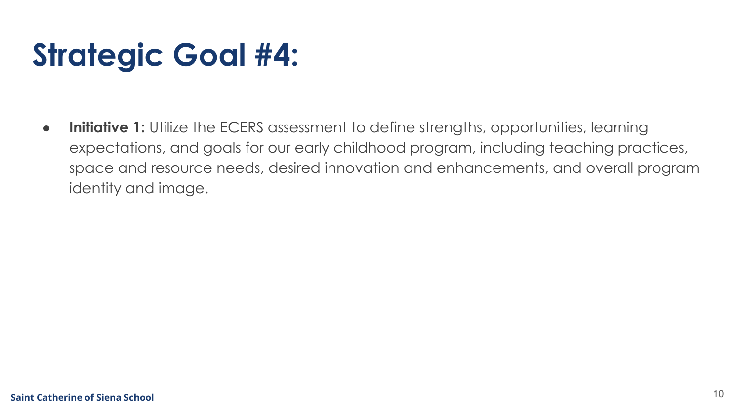# Strategic Goal #4:

- **Initiative 1:** Utilize the ECERS assessment to define strengths, opportunities, learning expectations, and goals for our early childhood program, including teaching practices, space and resource needs, desired innovation and enhancements, and overall program identity and image.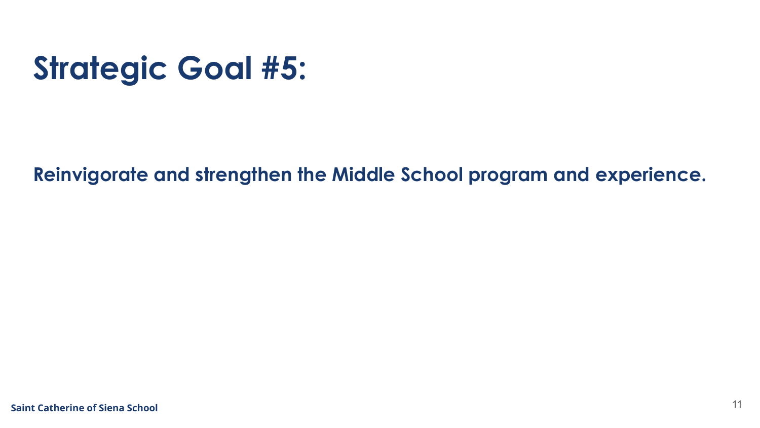# Strategic Goal #5:

**Reinvigorate and strengthen the Middle School program and experience.**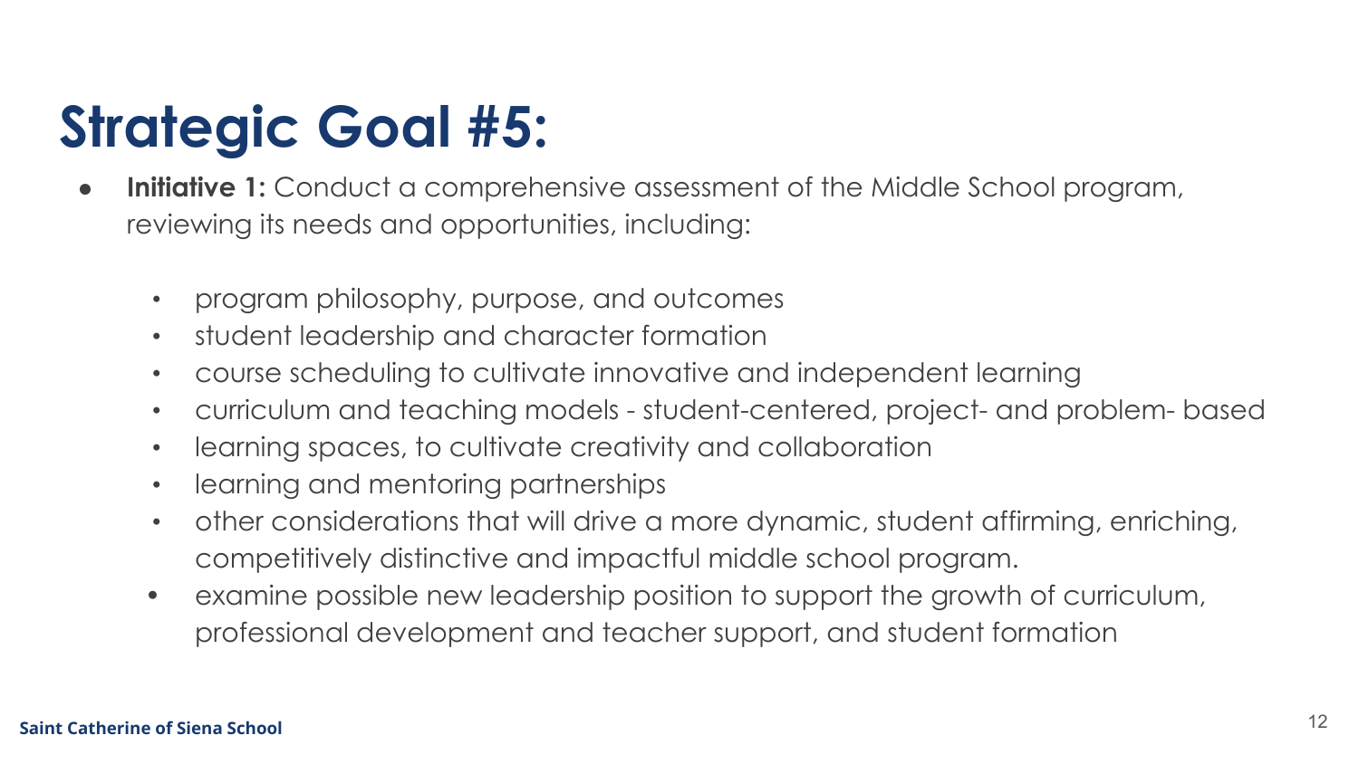# Strategic Goal #5:

- **Initiative 1:** Conduct a comprehensive assessment of the Middle School program, reviewing its needs and opportunities, including:
  - program philosophy, purpose, and outcomes
  - student leadership and character formation
  - course scheduling to cultivate innovative and independent learning
  - curriculum and teaching models - student-centered, project- and problem- based
  - learning spaces, to cultivate creativity and collaboration
  - learning and mentoring partnerships
  - other considerations that will drive a more dynamic, student affirming, enriching, competitively distinctive and impactful middle school program.
  - examine possible new leadership position to support the growth of curriculum, professional development and teacher support, and student formation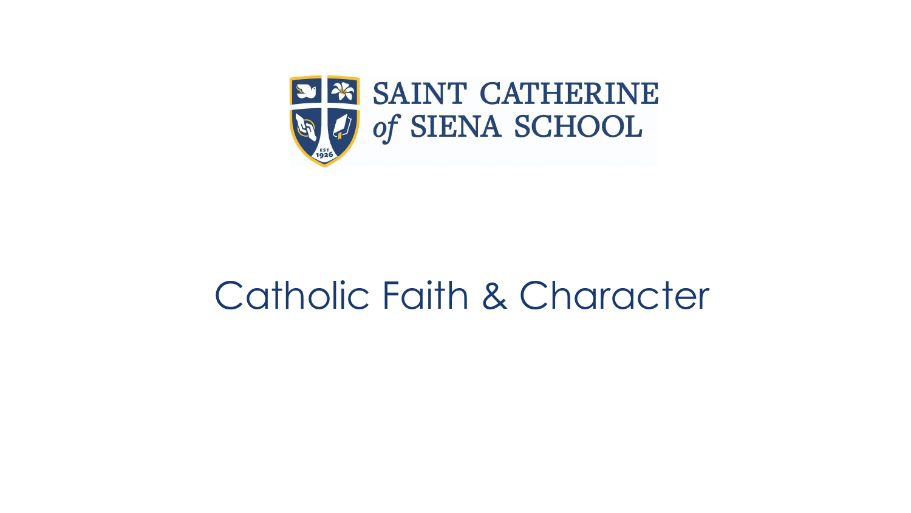SAINT CATHERINE of SIENA SCHOOL

# Catholic Faith & Character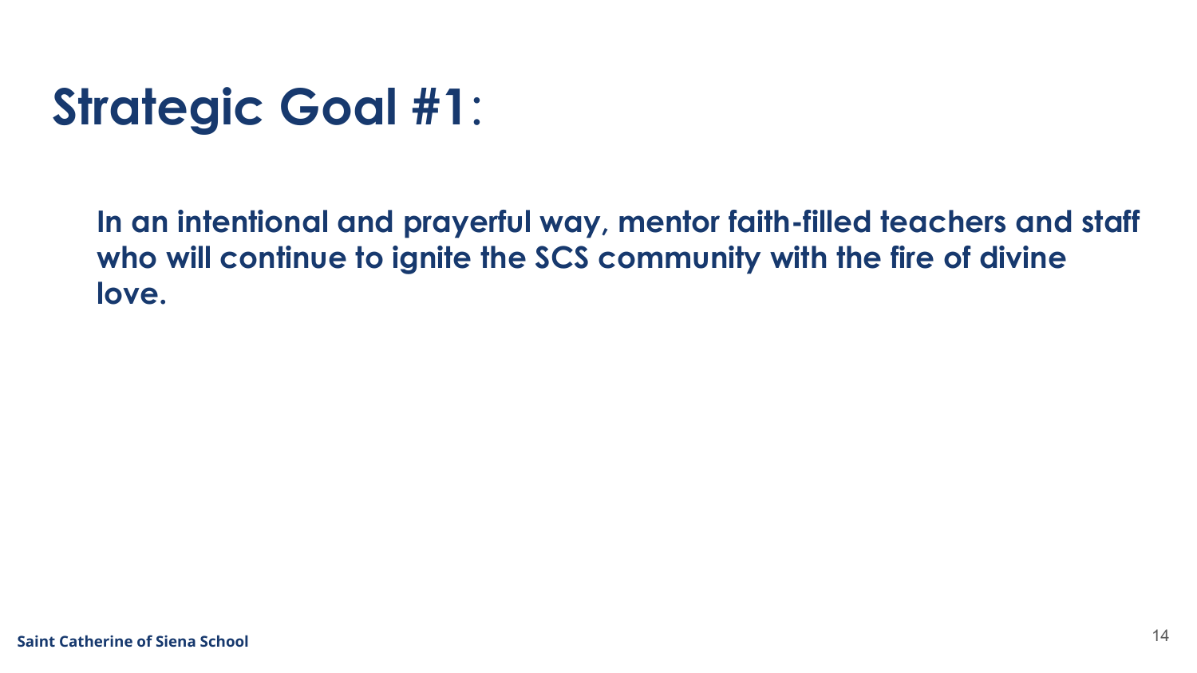# Strategic Goal #1:

**In an intentional and prayerful way, mentor faith-filled teachers and staff who will continue to ignite the SCS community with the fire of divine love.**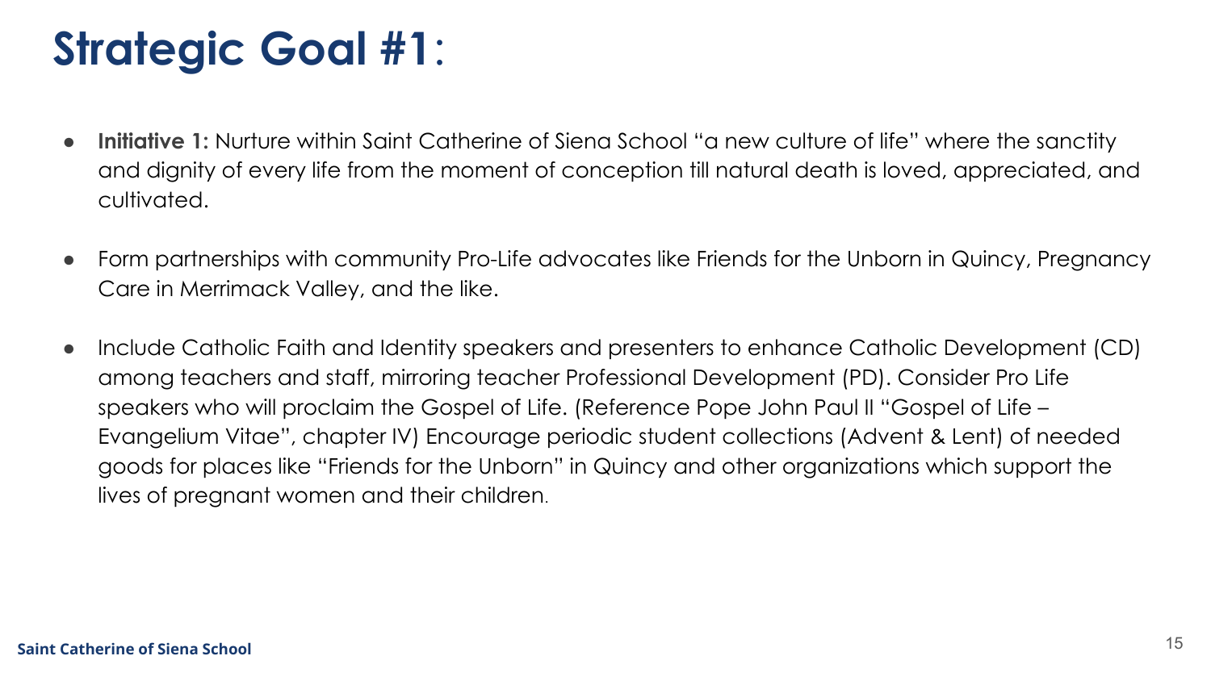# Strategic Goal #1:

- **Initiative 1:** Nurture within Saint Catherine of Siena School "a new culture of life" where the sanctity and dignity of every life from the moment of conception till natural death is loved, appreciated, and cultivated.

- Form partnerships with community Pro-Life advocates like Friends for the Unborn in Quincy, Pregnancy Care in Merrimack Valley, and the like.

- Include Catholic Faith and Identity speakers and presenters to enhance Catholic Development (CD) among teachers and staff, mirroring teacher Professional Development (PD). Consider Pro Life speakers who will proclaim the Gospel of Life. (Reference Pope John Paul II "Gospel of Life – Evangelium Vitae", chapter IV) Encourage periodic student collections (Advent & Lent) of needed goods for places like "Friends for the Unborn" in Quincy and other organizations which support the lives of pregnant women and their children.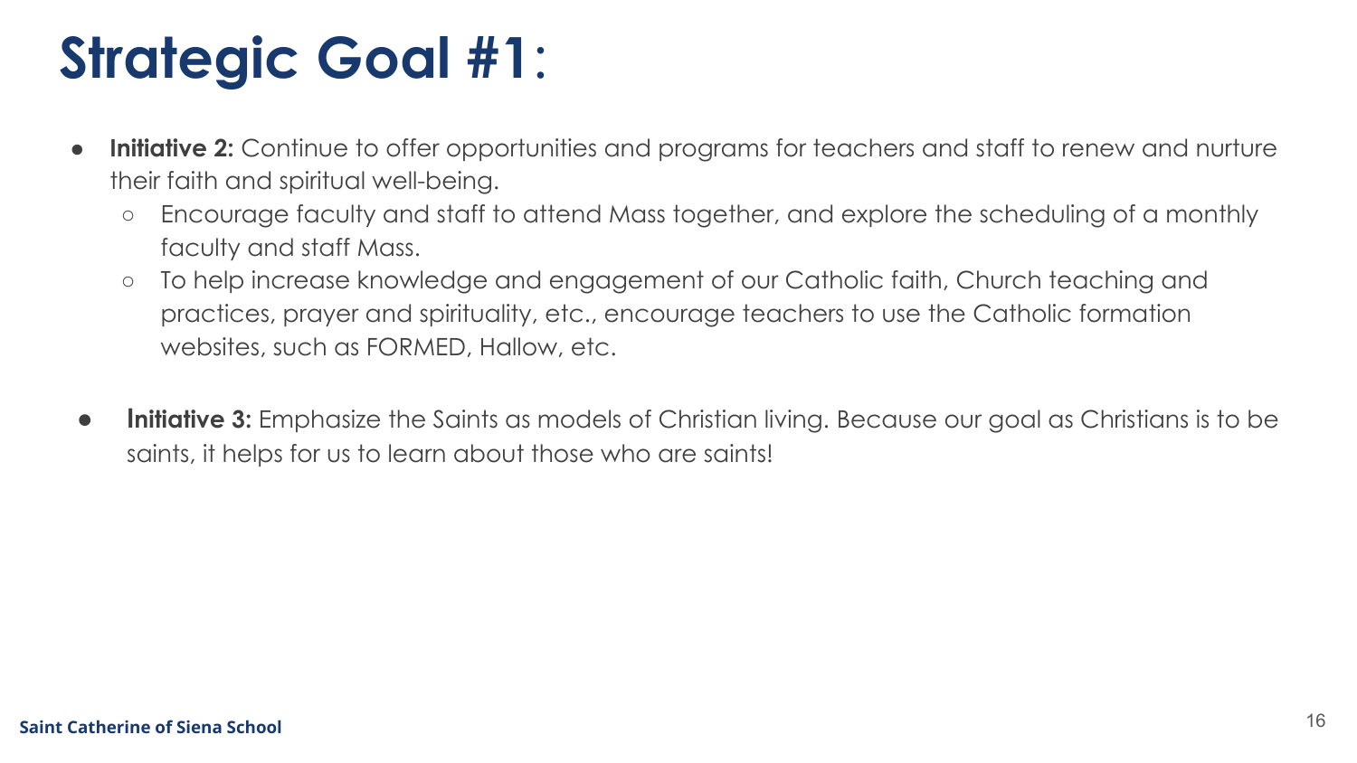# Strategic Goal #1:

- **Initiative 2:** Continue to offer opportunities and programs for teachers and staff to renew and nurture their faith and spiritual well-being.
  - Encourage faculty and staff to attend Mass together, and explore the scheduling of a monthly faculty and staff Mass.
  - To help increase knowledge and engagement of our Catholic faith, Church teaching and practices, prayer and spirituality, etc., encourage teachers to use the Catholic formation websites, such as FORMED, Hallow, etc.

- **Initiative 3:** Emphasize the Saints as models of Christian living. Because our goal as Christians is to be saints, it helps for us to learn about those who are saints!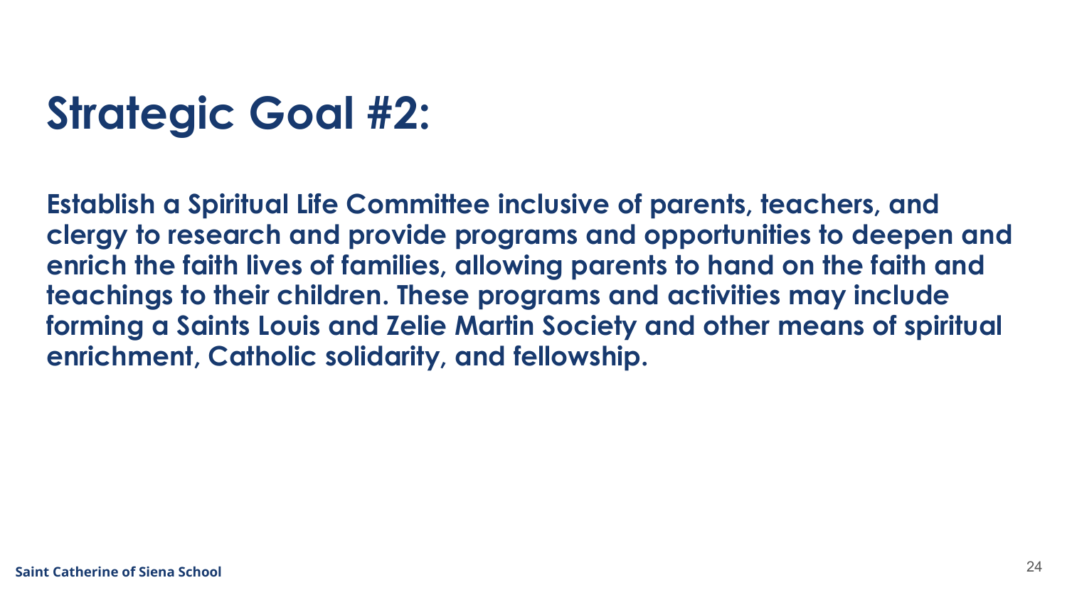# Strategic Goal #2:

**Establish a Spiritual Life Committee inclusive of parents, teachers, and clergy to research and provide programs and opportunities to deepen and enrich the faith lives of families, allowing parents to hand on the faith and teachings to their children. These programs and activities may include forming a Saints Louis and Zelie Martin Society and other means of spiritual enrichment, Catholic solidarity, and fellowship.**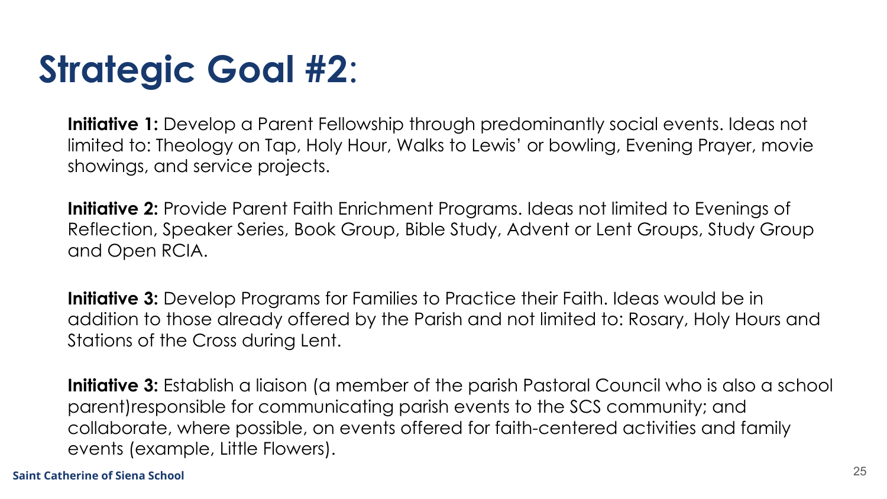# Strategic Goal #2:

**Initiative 1:** Develop a Parent Fellowship through predominantly social events. Ideas not limited to: Theology on Tap, Holy Hour, Walks to Lewis' or bowling, Evening Prayer, movie showings, and service projects.

**Initiative 2:** Provide Parent Faith Enrichment Programs. Ideas not limited to Evenings of Reflection, Speaker Series, Book Group, Bible Study, Advent or Lent Groups, Study Group and Open RCIA.

**Initiative 3:** Develop Programs for Families to Practice their Faith. Ideas would be in addition to those already offered by the Parish and not limited to: Rosary, Holy Hours and Stations of the Cross during Lent.

**Initiative 3:** Establish a liaison (a member of the parish Pastoral Council who is also a school parent)responsible for communicating parish events to the SCS community; and collaborate, where possible, on events offered for faith-centered activities and family events (example, Little Flowers).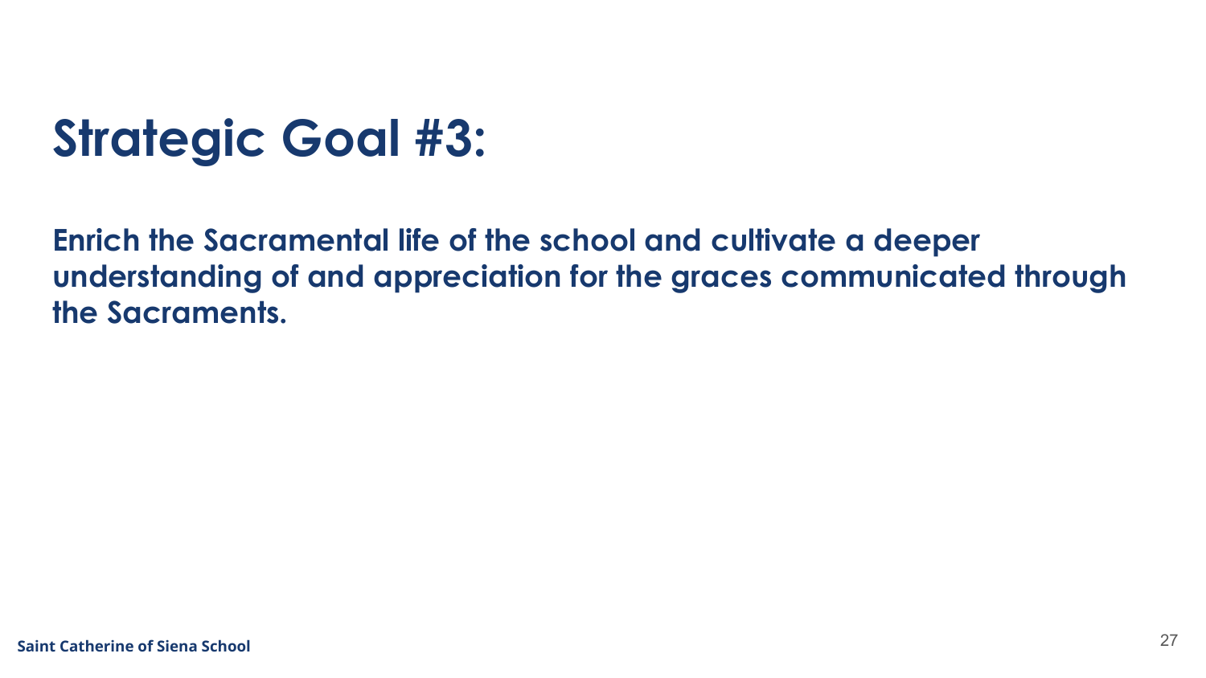# Strategic Goal #3:

**Enrich the Sacramental life of the school and cultivate a deeper understanding of and appreciation for the graces communicated through the Sacraments.**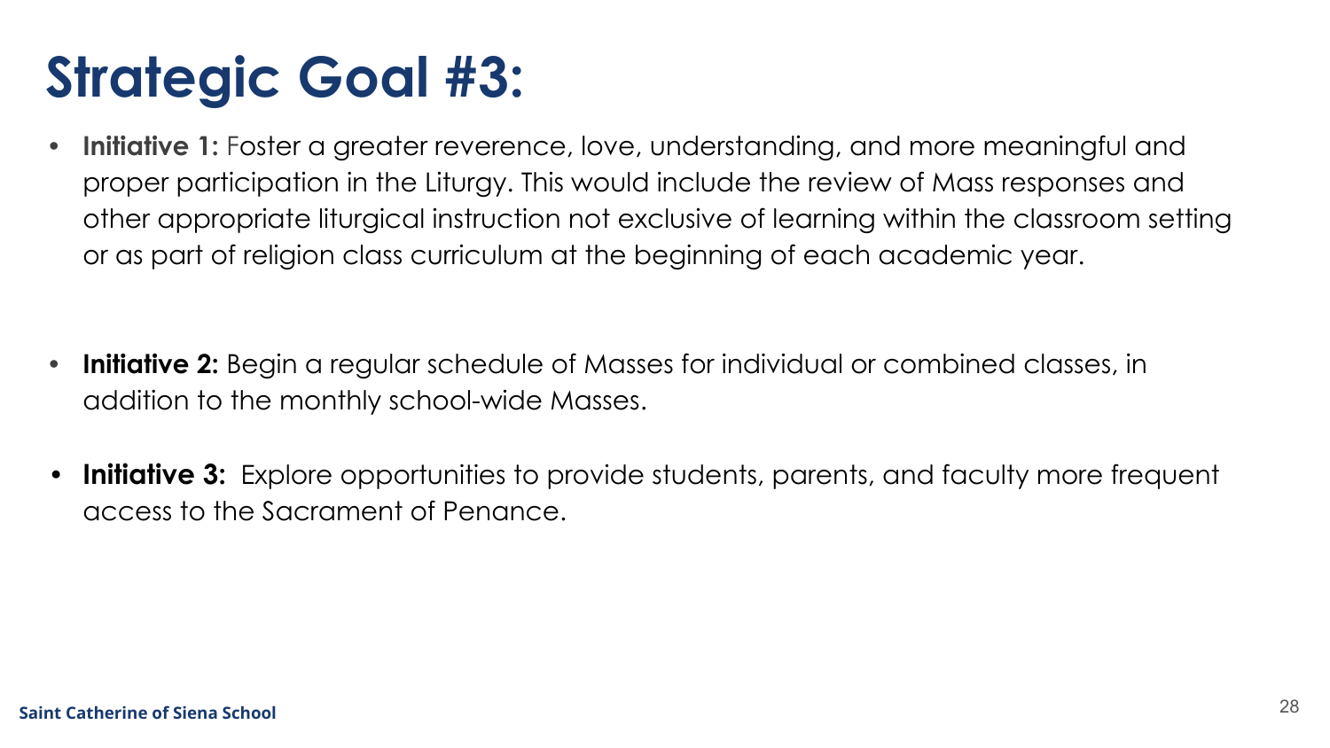# Strategic Goal #3:

- **Initiative 1:** Foster a greater reverence, love, understanding, and more meaningful and proper participation in the Liturgy. This would include the review of Mass responses and other appropriate liturgical instruction not exclusive of learning within the classroom setting or as part of religion class curriculum at the beginning of each academic year.

- **Initiative 2:** Begin a regular schedule of Masses for individual or combined classes, in addition to the monthly school-wide Masses.

- **Initiative 3:** Explore opportunities to provide students, parents, and faculty more frequent access to the Sacrament of Penance.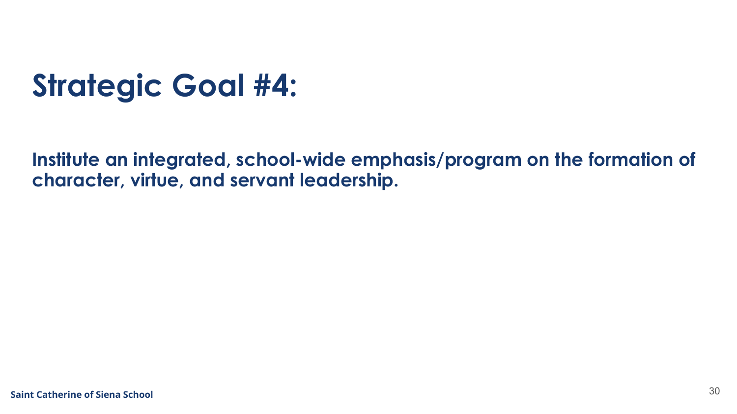# Strategic Goal #4:

**Institute an integrated, school-wide emphasis/program on the formation of character, virtue, and servant leadership.**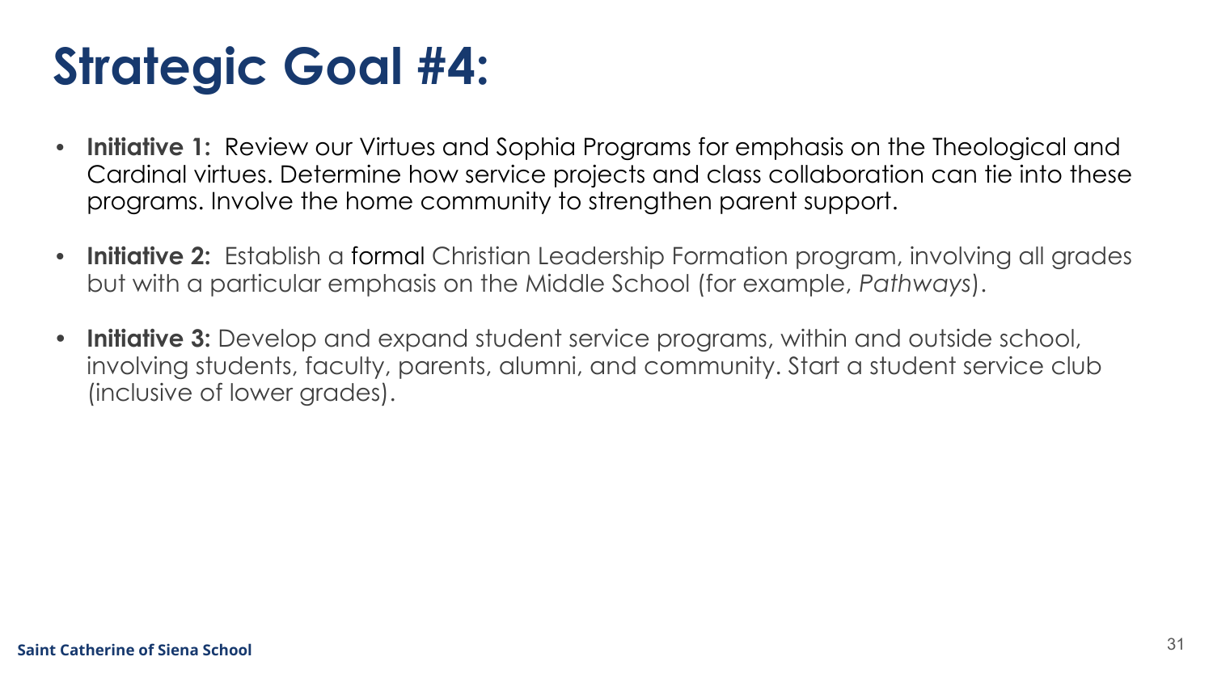# Strategic Goal #4:

- **Initiative 1:** Review our Virtues and Sophia Programs for emphasis on the Theological and Cardinal virtues. Determine how service projects and class collaboration can tie into these programs. Involve the home community to strengthen parent support.
- **Initiative 2:** Establish a formal Christian Leadership Formation program, involving all grades but with a particular emphasis on the Middle School (for example, *Pathways*).
- **Initiative 3:** Develop and expand student service programs, within and outside school, involving students, faculty, parents, alumni, and community. Start a student service club (inclusive of lower grades).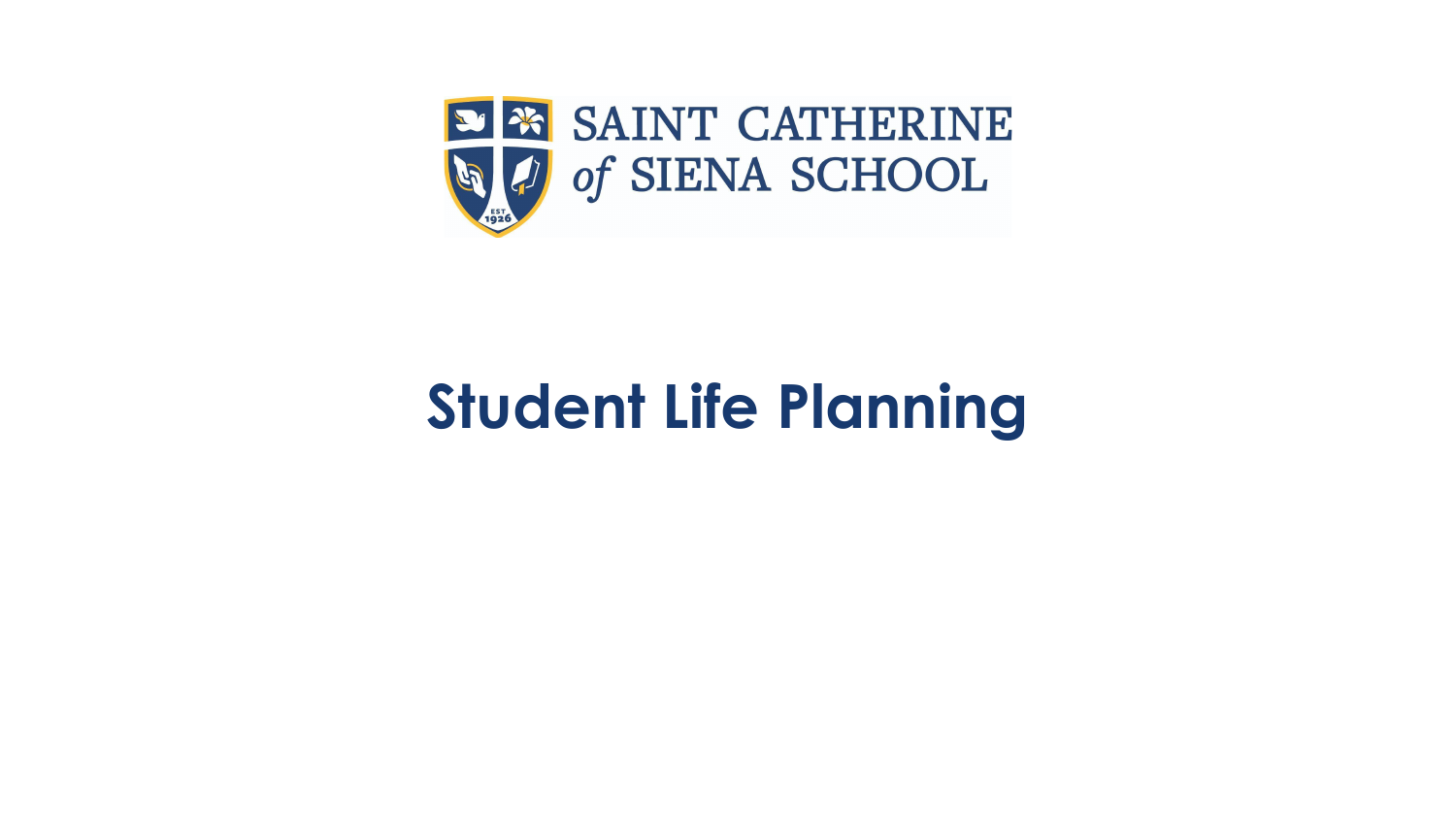SAINT CATHERINE of SIENA SCHOOL

# Student Life Planning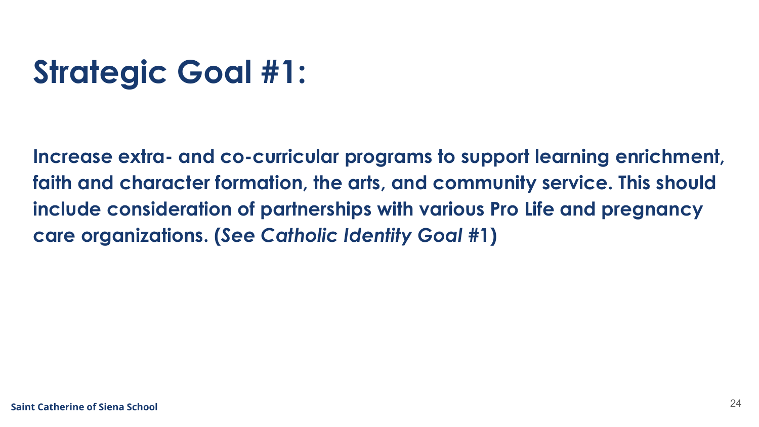# Strategic Goal #1:

**Increase extra- and co-curricular programs to support learning enrichment, faith and character formation, the arts, and community service. This should include consideration of partnerships with various Pro Life and pregnancy care organizations. (*See Catholic Identity Goal* #1)**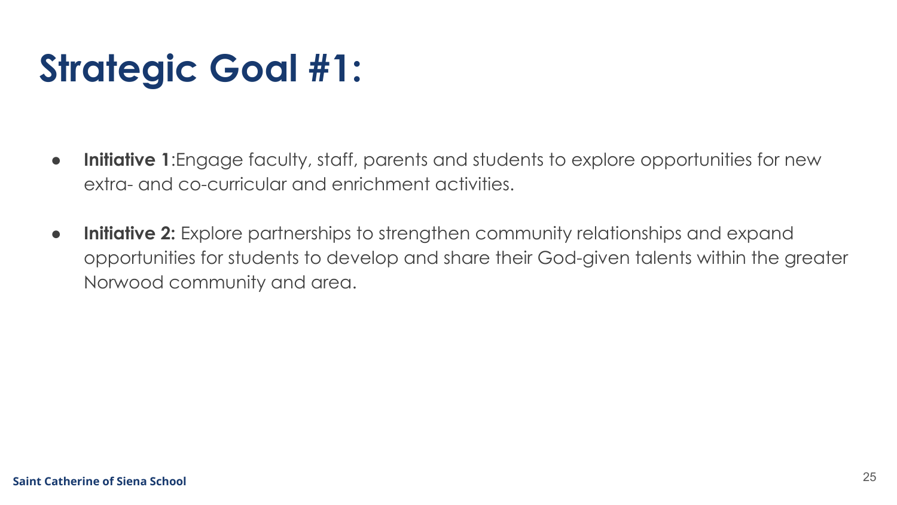# Strategic Goal #1:

- **Initiative 1**:Engage faculty, staff, parents and students to explore opportunities for new extra- and co-curricular and enrichment activities.
- **Initiative 2:** Explore partnerships to strengthen community relationships and expand opportunities for students to develop and share their God-given talents within the greater Norwood community and area.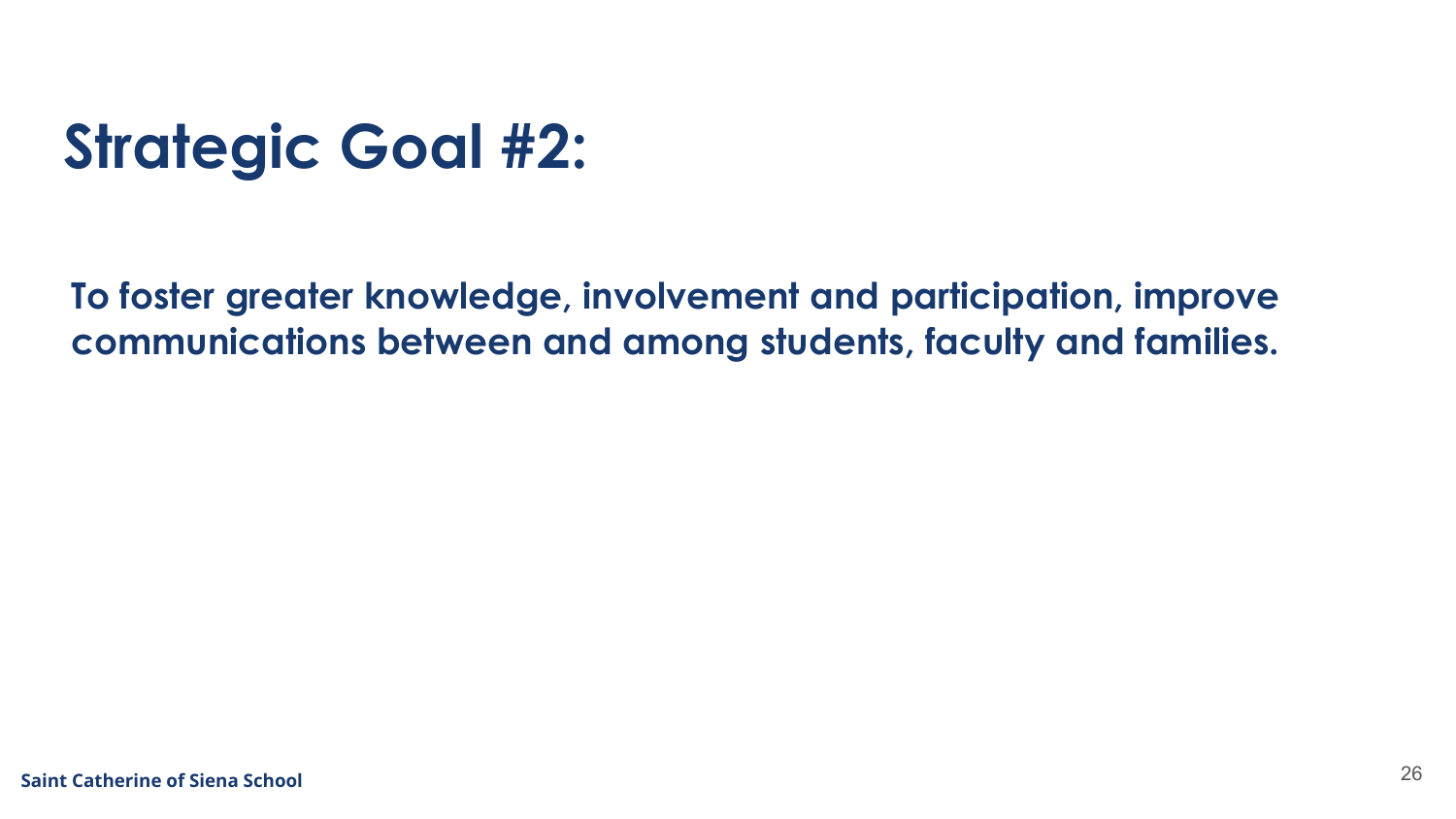# Strategic Goal #2:

**To foster greater knowledge, involvement and participation, improve communications between and among students, faculty and families.**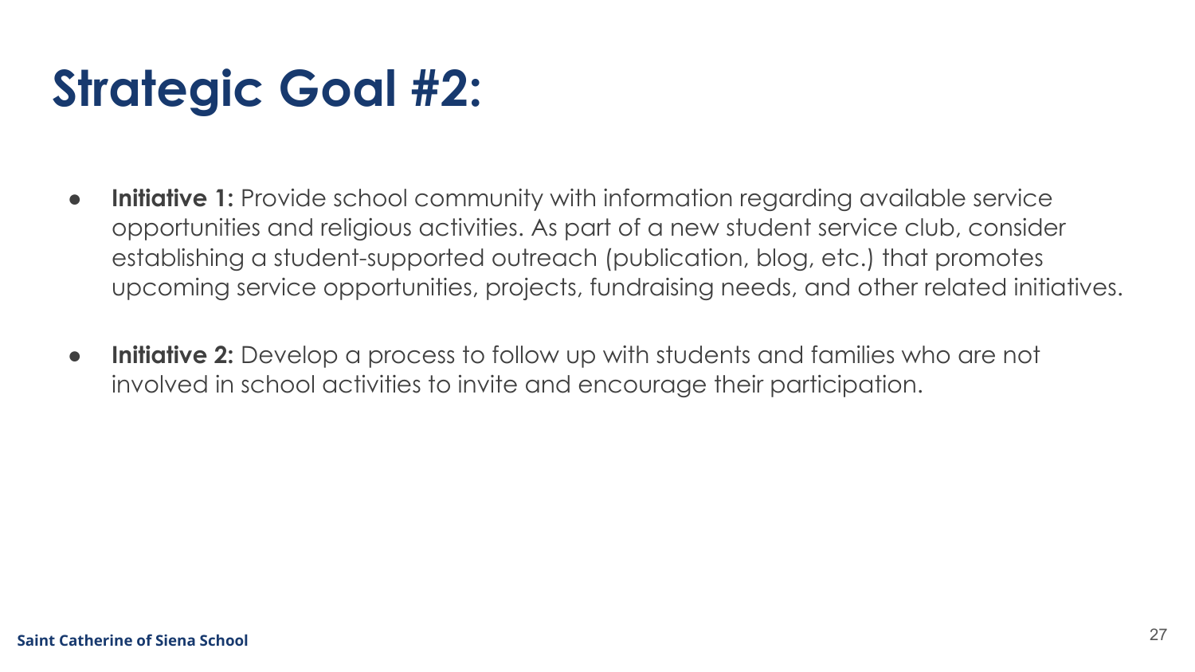# Strategic Goal #2:

- **Initiative 1:** Provide school community with information regarding available service opportunities and religious activities. As part of a new student service club, consider establishing a student-supported outreach (publication, blog, etc.) that promotes upcoming service opportunities, projects, fundraising needs, and other related initiatives.

- **Initiative 2:** Develop a process to follow up with students and families who are not involved in school activities to invite and encourage their participation.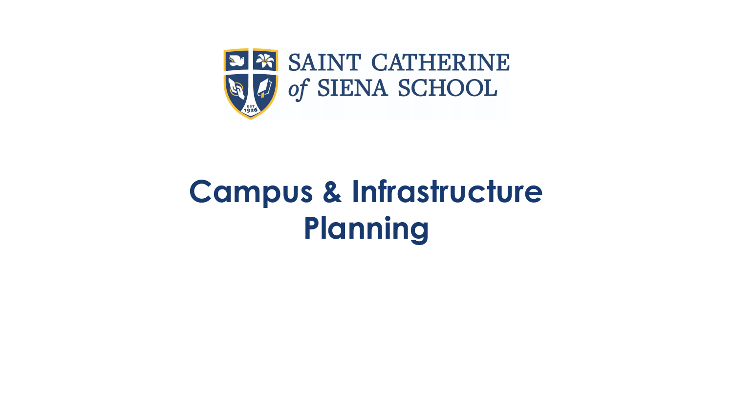SAINT CATHERINE of SIENA SCHOOL

# Campus & Infrastructure Planning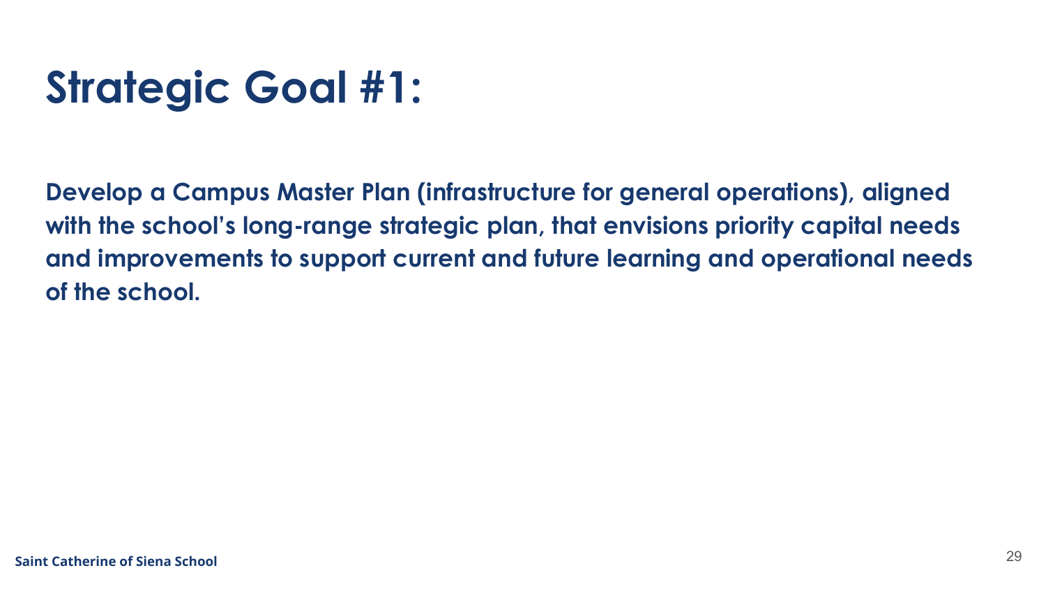# Strategic Goal #1:

**Develop a Campus Master Plan (infrastructure for general operations), aligned with the school's long-range strategic plan, that envisions priority capital needs and improvements to support current and future learning and operational needs of the school.**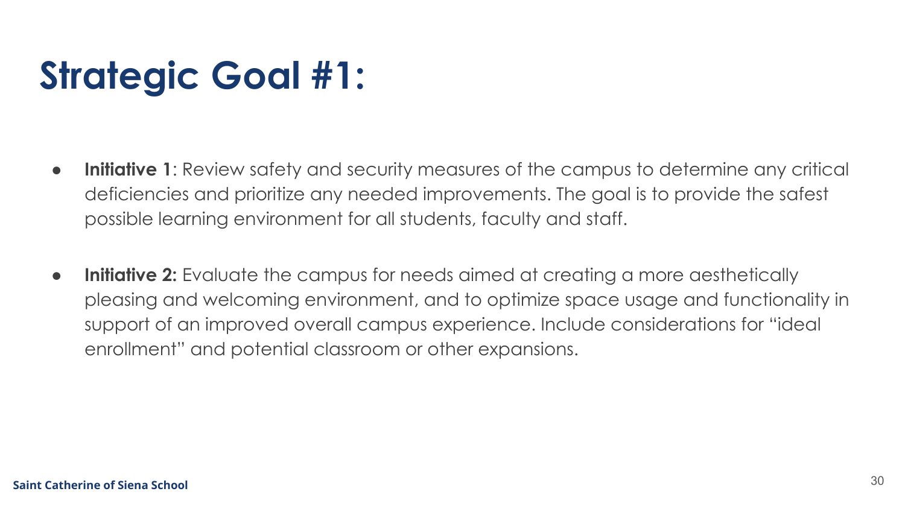# Strategic Goal #1:

- **Initiative 1**: Review safety and security measures of the campus to determine any critical deficiencies and prioritize any needed improvements. The goal is to provide the safest possible learning environment for all students, faculty and staff.

- **Initiative 2:** Evaluate the campus for needs aimed at creating a more aesthetically pleasing and welcoming environment, and to optimize space usage and functionality in support of an improved overall campus experience. Include considerations for "ideal enrollment" and potential classroom or other expansions.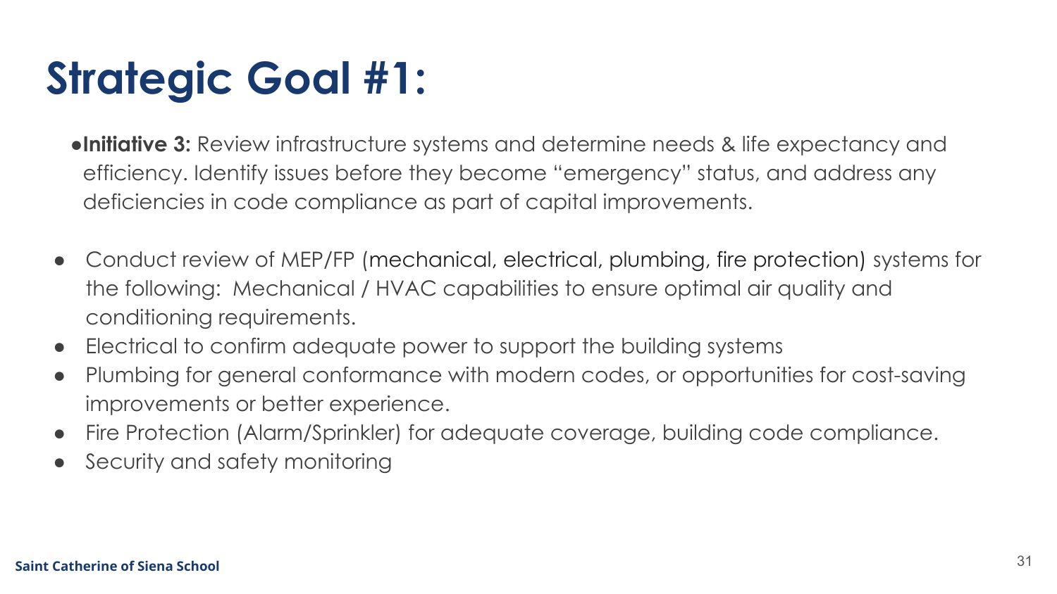# Strategic Goal #1:

- **Initiative 3:** Review infrastructure systems and determine needs & life expectancy and efficiency. Identify issues before they become "emergency" status, and address any deficiencies in code compliance as part of capital improvements.

- Conduct review of MEP/FP (mechanical, electrical, plumbing, fire protection) systems for the following: Mechanical / HVAC capabilities to ensure optimal air quality and conditioning requirements.
- Electrical to confirm adequate power to support the building systems
- Plumbing for general conformance with modern codes, or opportunities for cost-saving improvements or better experience.
- Fire Protection (Alarm/Sprinkler) for adequate coverage, building code compliance.
- Security and safety monitoring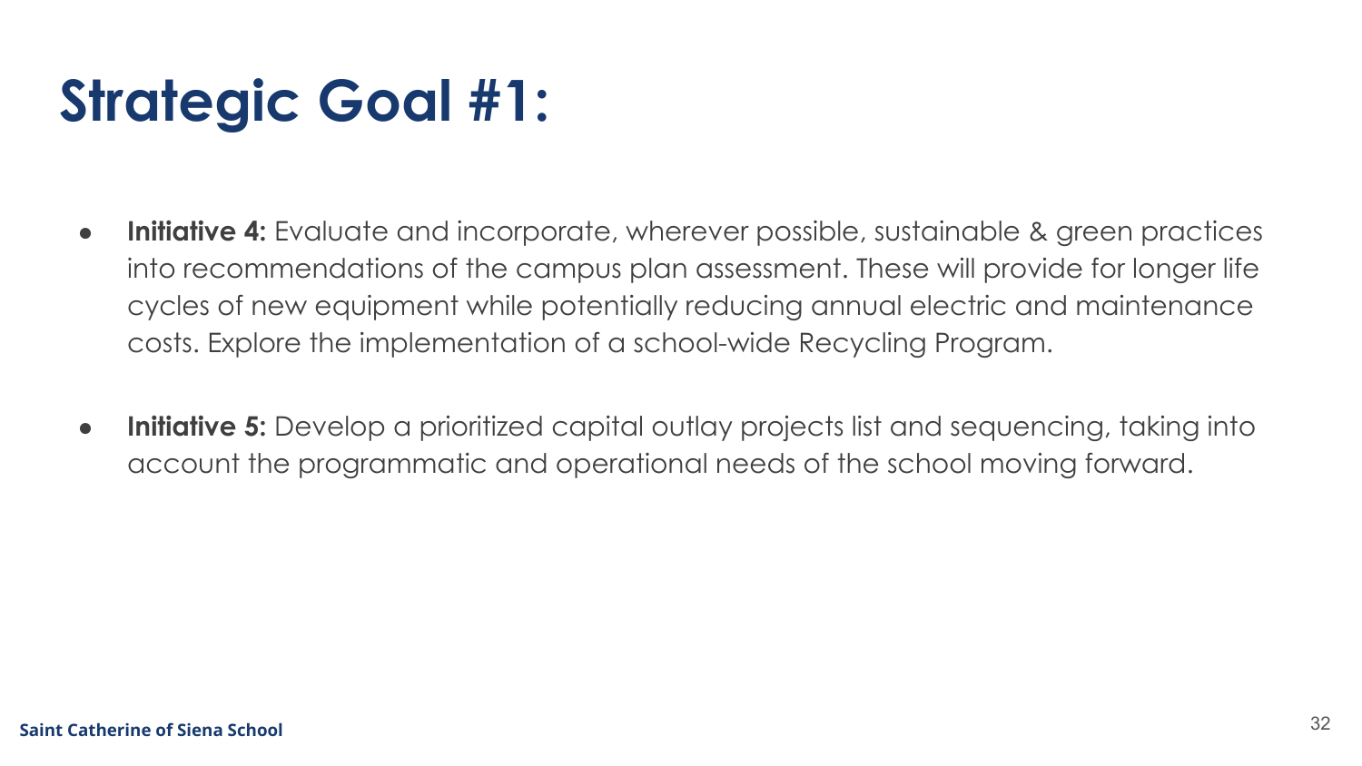# Strategic Goal #1:

- **Initiative 4:** Evaluate and incorporate, wherever possible, sustainable & green practices into recommendations of the campus plan assessment. These will provide for longer life cycles of new equipment while potentially reducing annual electric and maintenance costs. Explore the implementation of a school-wide Recycling Program.

- **Initiative 5:** Develop a prioritized capital outlay projects list and sequencing, taking into account the programmatic and operational needs of the school moving forward.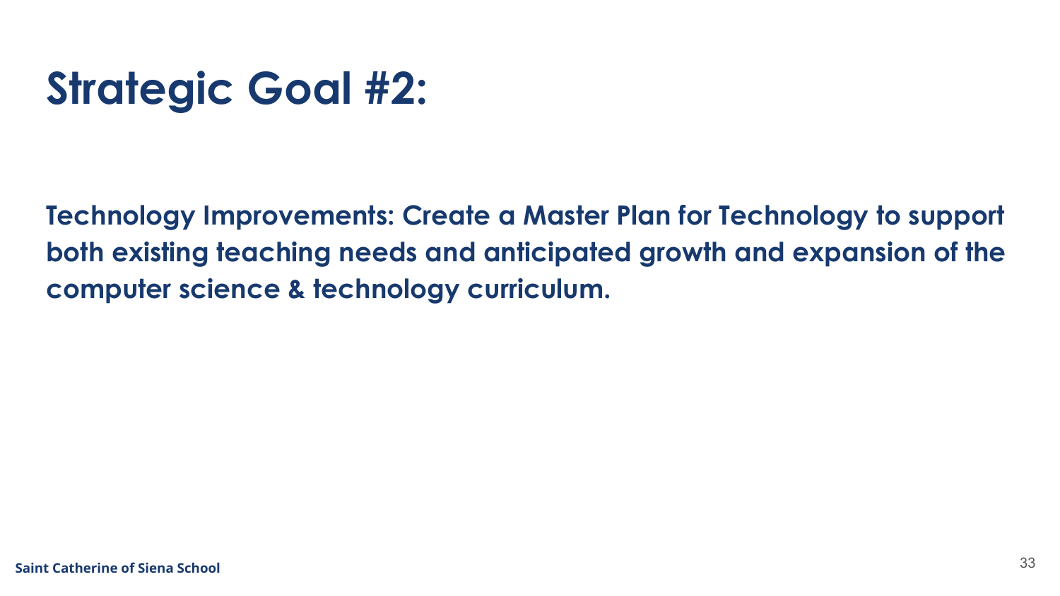# Strategic Goal #2:

**Technology Improvements: Create a Master Plan for Technology to support both existing teaching needs and anticipated growth and expansion of the computer science & technology curriculum.**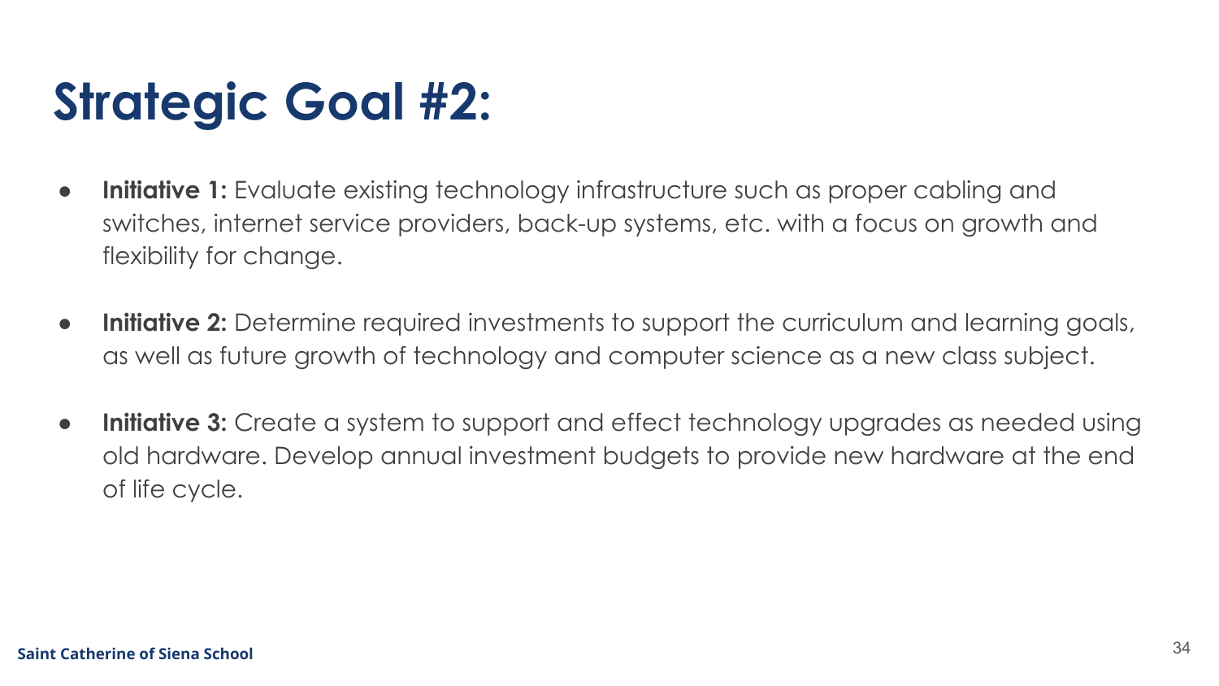# Strategic Goal #2:

- **Initiative 1:** Evaluate existing technology infrastructure such as proper cabling and switches, internet service providers, back-up systems, etc. with a focus on growth and flexibility for change.

- **Initiative 2:** Determine required investments to support the curriculum and learning goals, as well as future growth of technology and computer science as a new class subject.

- **Initiative 3:** Create a system to support and effect technology upgrades as needed using old hardware. Develop annual investment budgets to provide new hardware at the end of life cycle.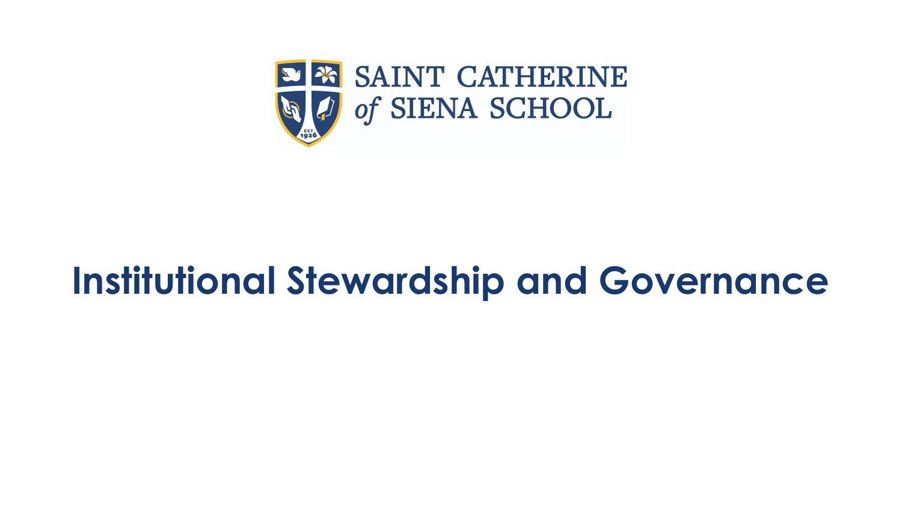SAINT CATHERINE of SIENA SCHOOL

# Institutional Stewardship and Governance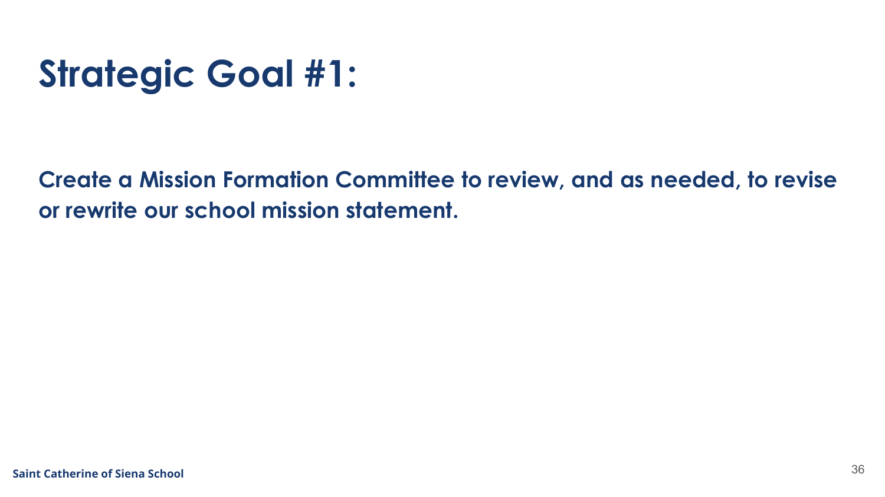# Strategic Goal #1:

**Create a Mission Formation Committee to review, and as needed, to revise or rewrite our school mission statement.**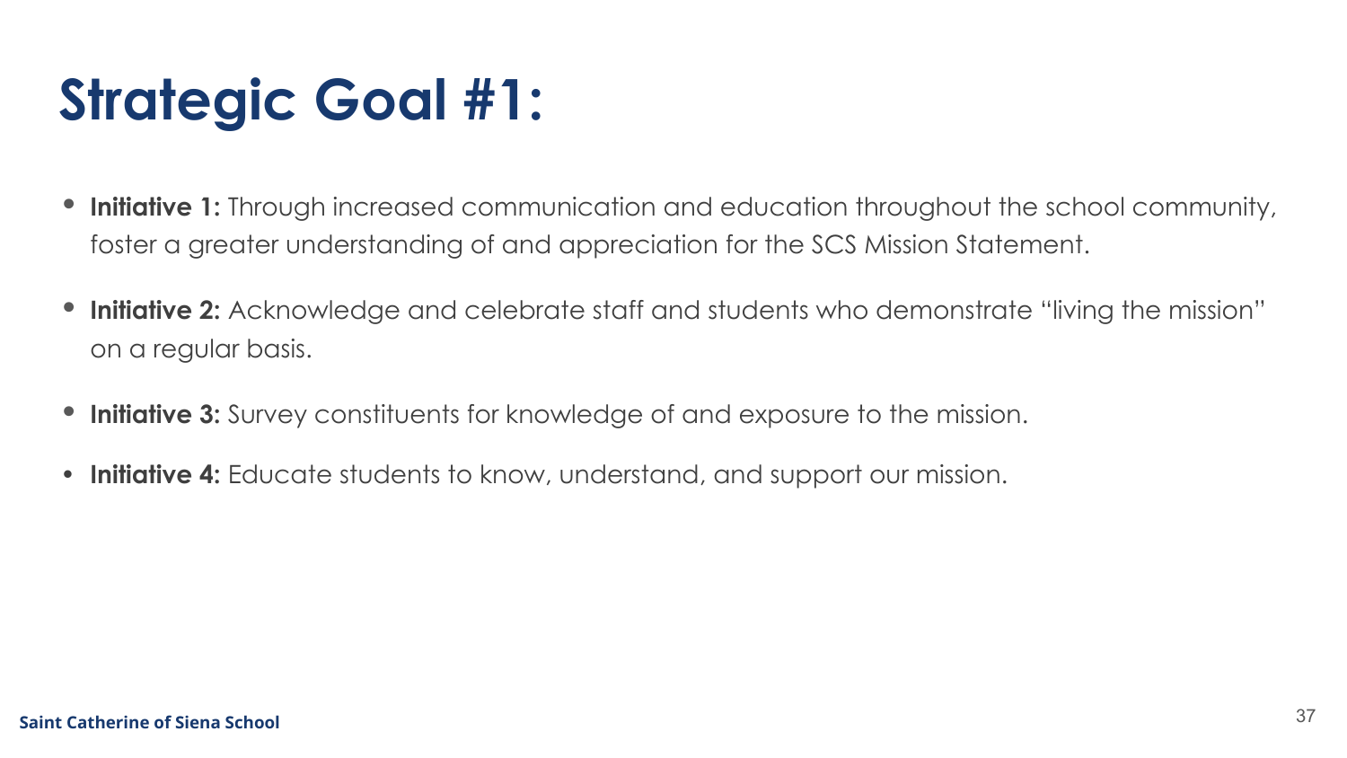# Strategic Goal #1:

- **Initiative 1:** Through increased communication and education throughout the school community, foster a greater understanding of and appreciation for the SCS Mission Statement.
- **Initiative 2:** Acknowledge and celebrate staff and students who demonstrate "living the mission" on a regular basis.
- **Initiative 3:** Survey constituents for knowledge of and exposure to the mission.
- **Initiative 4:** Educate students to know, understand, and support our mission.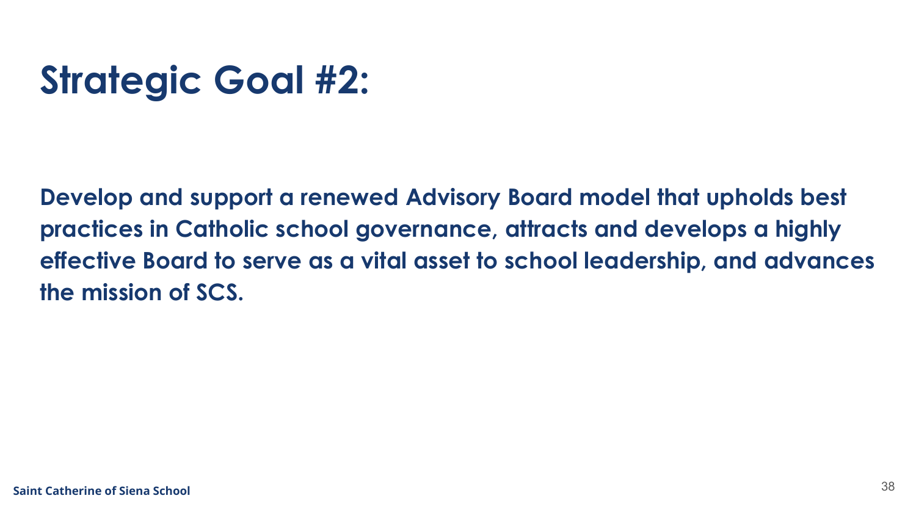# Strategic Goal #2:

**Develop and support a renewed Advisory Board model that upholds best practices in Catholic school governance, attracts and develops a highly effective Board to serve as a vital asset to school leadership, and advances the mission of SCS.**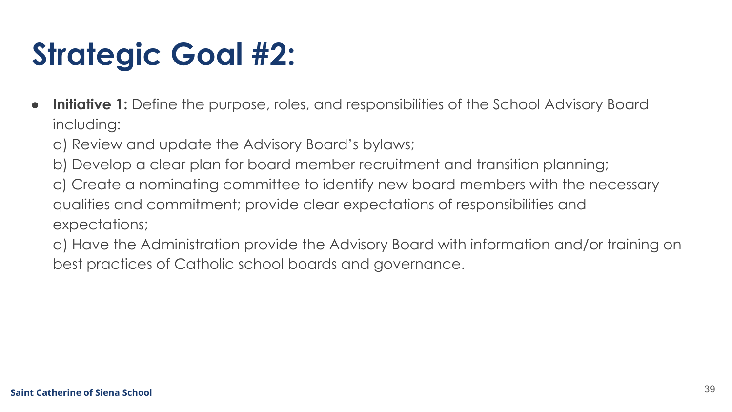# Strategic Goal #2:

- **Initiative 1:** Define the purpose, roles, and responsibilities of the School Advisory Board including:

  a) Review and update the Advisory Board's bylaws;

  b) Develop a clear plan for board member recruitment and transition planning;

  c) Create a nominating committee to identify new board members with the necessary qualities and commitment; provide clear expectations of responsibilities and expectations;

  d) Have the Administration provide the Advisory Board with information and/or training on best practices of Catholic school boards and governance.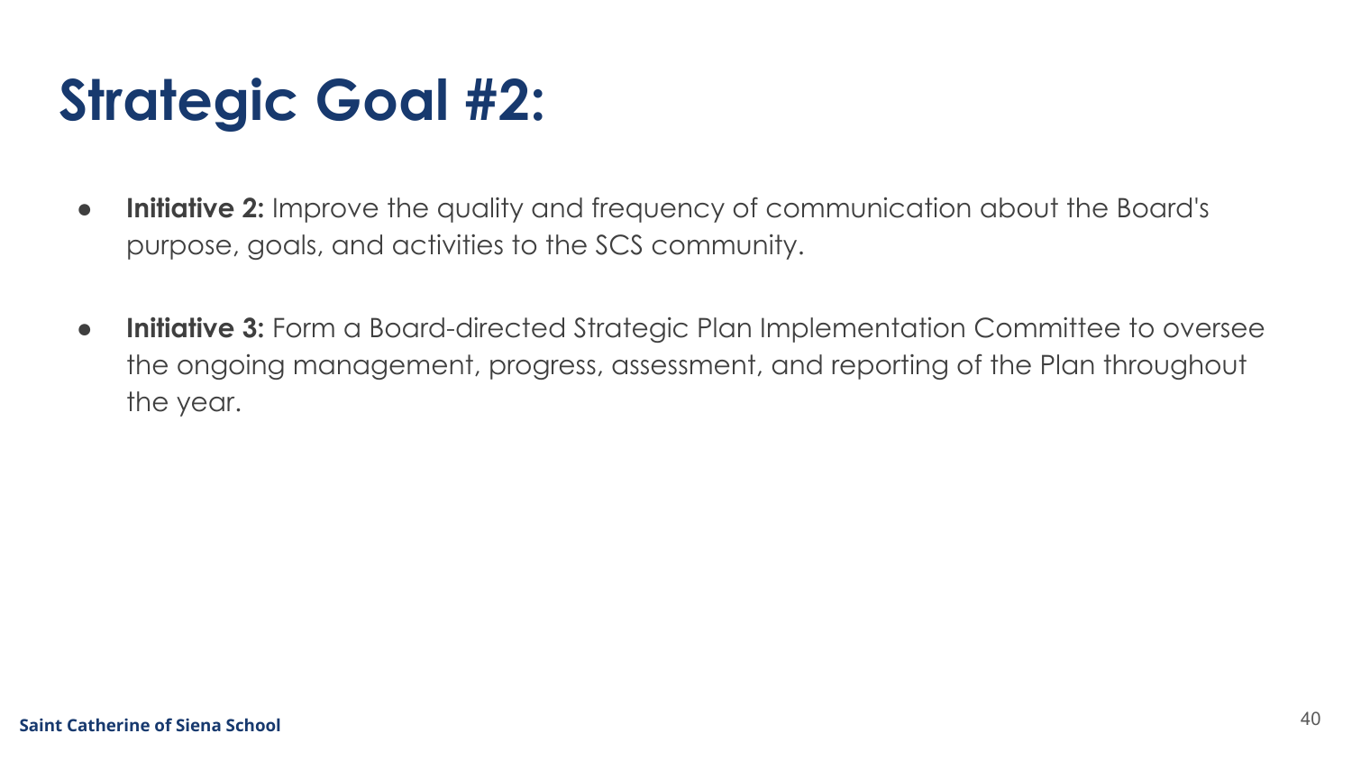# Strategic Goal #2:

- **Initiative 2:** Improve the quality and frequency of communication about the Board's purpose, goals, and activities to the SCS community.

- **Initiative 3:** Form a Board-directed Strategic Plan Implementation Committee to oversee the ongoing management, progress, assessment, and reporting of the Plan throughout the year.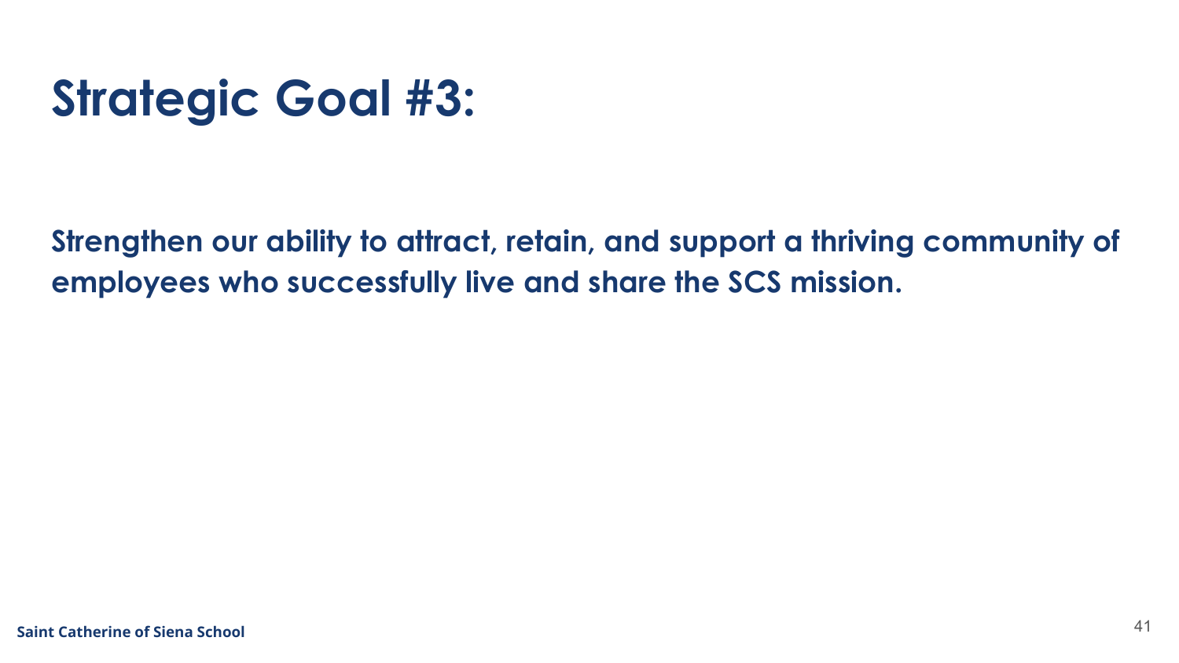# Strategic Goal #3:

**Strengthen our ability to attract, retain, and support a thriving community of employees who successfully live and share the SCS mission.**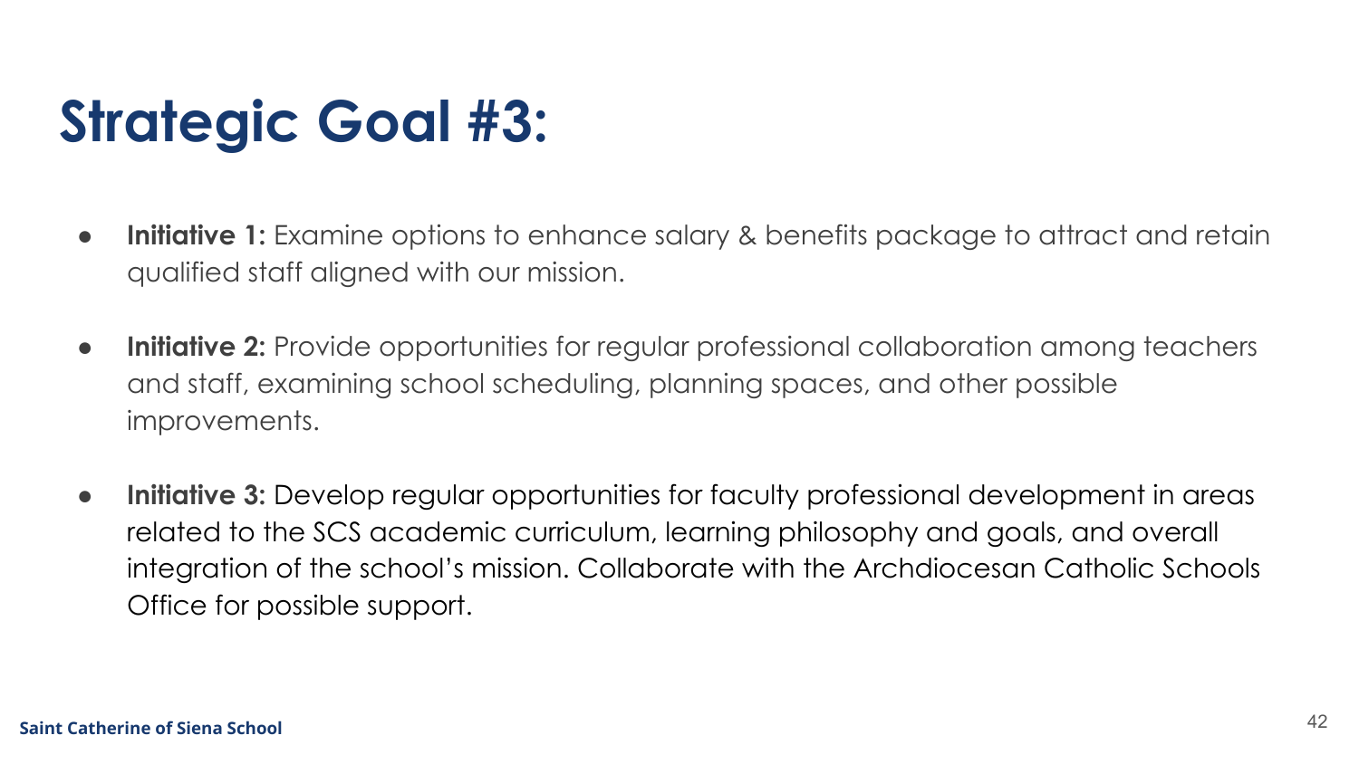# Strategic Goal #3:

- **Initiative 1:** Examine options to enhance salary & benefits package to attract and retain qualified staff aligned with our mission.

- **Initiative 2:** Provide opportunities for regular professional collaboration among teachers and staff, examining school scheduling, planning spaces, and other possible improvements.

- **Initiative 3:** Develop regular opportunities for faculty professional development in areas related to the SCS academic curriculum, learning philosophy and goals, and overall integration of the school's mission. Collaborate with the Archdiocesan Catholic Schools Office for possible support.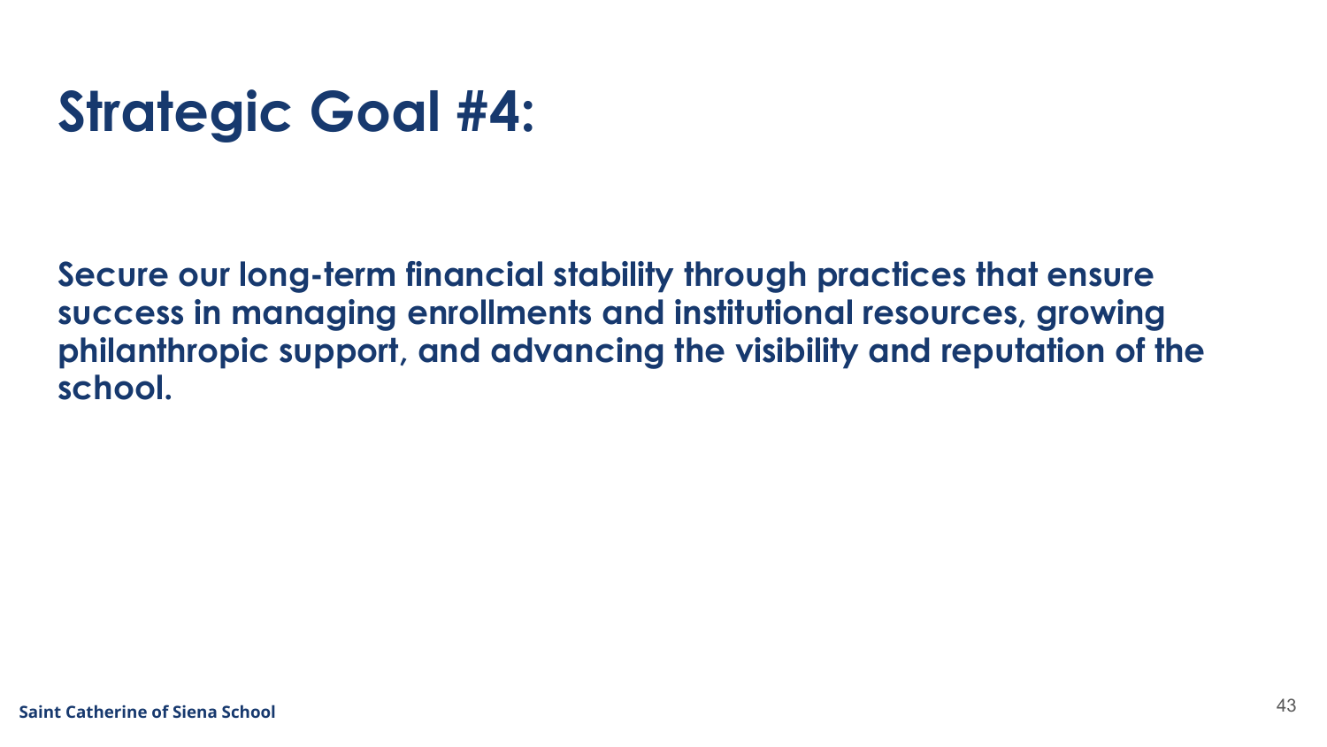# Strategic Goal #4:

**Secure our long-term financial stability through practices that ensure success in managing enrollments and institutional resources, growing philanthropic support, and advancing the visibility and reputation of the school.**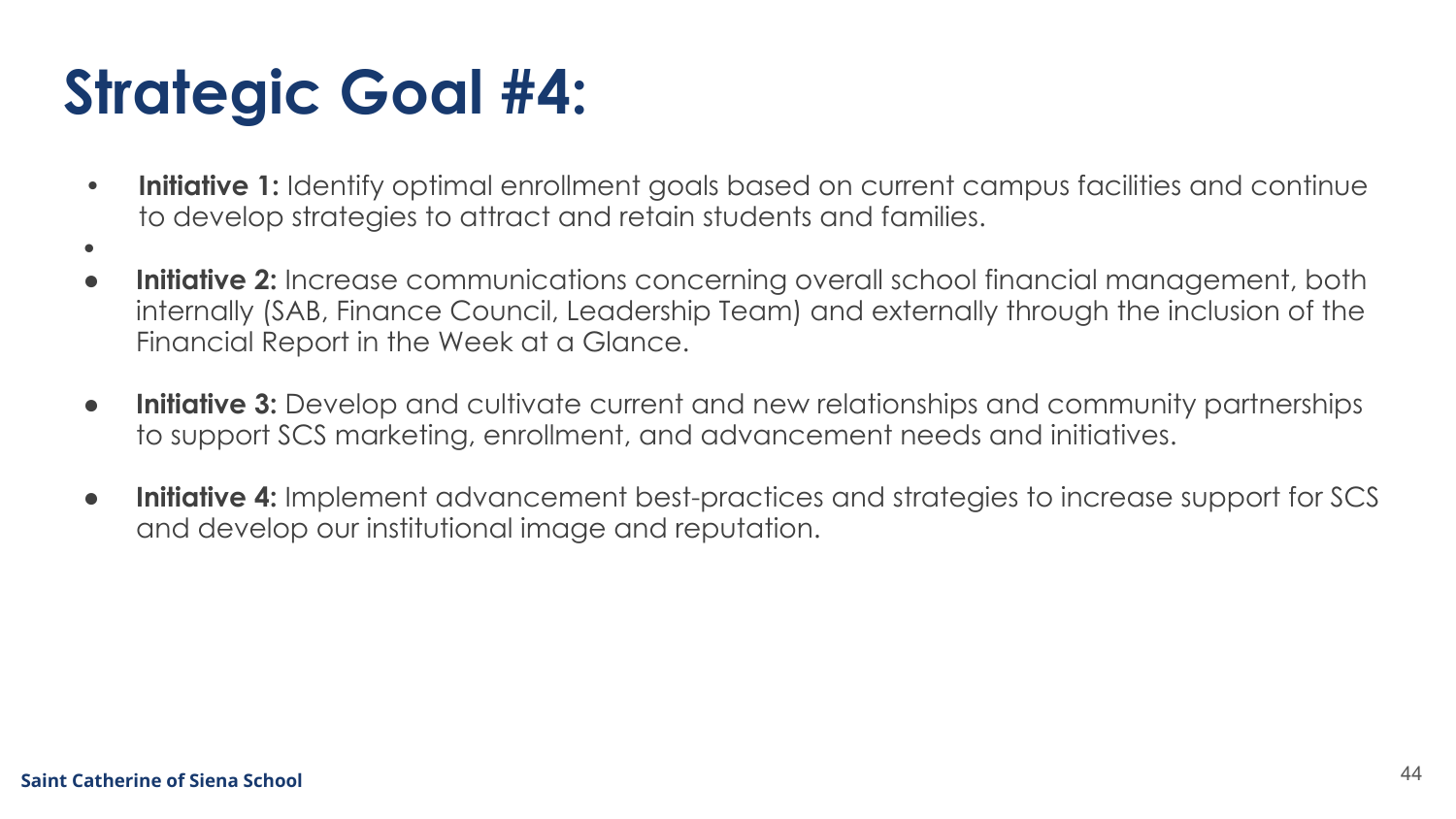# Strategic Goal #4:

- **Initiative 1:** Identify optimal enrollment goals based on current campus facilities and continue to develop strategies to attract and retain students and families.
- **Initiative 2:** Increase communications concerning overall school financial management, both internally (SAB, Finance Council, Leadership Team) and externally through the inclusion of the Financial Report in the Week at a Glance.
- **Initiative 3:** Develop and cultivate current and new relationships and community partnerships to support SCS marketing, enrollment, and advancement needs and initiatives.
- **Initiative 4:** Implement advancement best-practices and strategies to increase support for SCS and develop our institutional image and reputation.